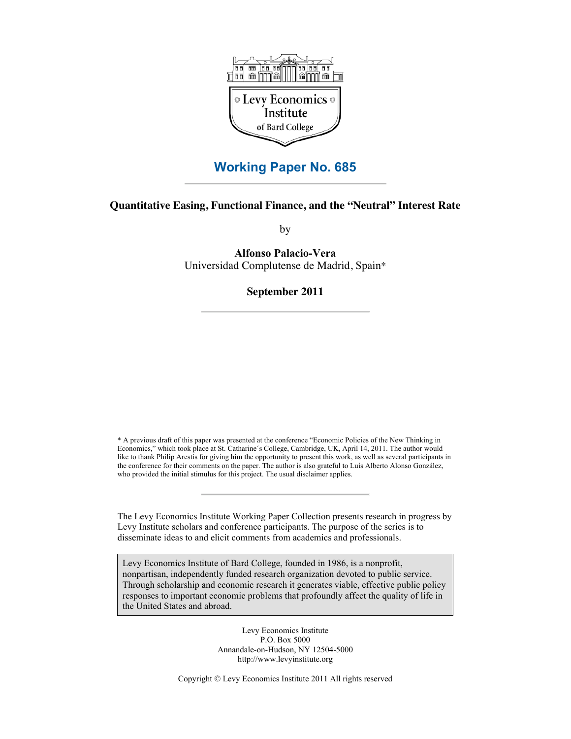Levy Economics Institute of Bard College

## Working Paper No. 685

### Quantitative Easing, Functional Finance, and the "Neutral" Interest Rate

by

**Alfonso Palacio-Vera**
Universidad Complutense de Madrid, Spain*

**September 2011**

* A previous draft of this paper was presented at the conference "Economic Policies of the New Thinking in Economics," which took place at St. Catharine´s College, Cambridge, UK, April 14, 2011. The author would like to thank Philip Arestis for giving him the opportunity to present this work, as well as several participants in the conference for their comments on the paper. The author is also grateful to Luis Alberto Alonso González, who provided the initial stimulus for this project. The usual disclaimer applies.

The Levy Economics Institute Working Paper Collection presents research in progress by Levy Institute scholars and conference participants. The purpose of the series is to disseminate ideas to and elicit comments from academics and professionals.

Levy Economics Institute of Bard College, founded in 1986, is a nonprofit, nonpartisan, independently funded research organization devoted to public service. Through scholarship and economic research it generates viable, effective public policy responses to important economic problems that profoundly affect the quality of life in the United States and abroad.

Levy Economics Institute
P.O. Box 5000
Annandale-on-Hudson, NY 12504-5000
http://www.levyinstitute.org

Copyright © Levy Economics Institute 2011 All rights reserved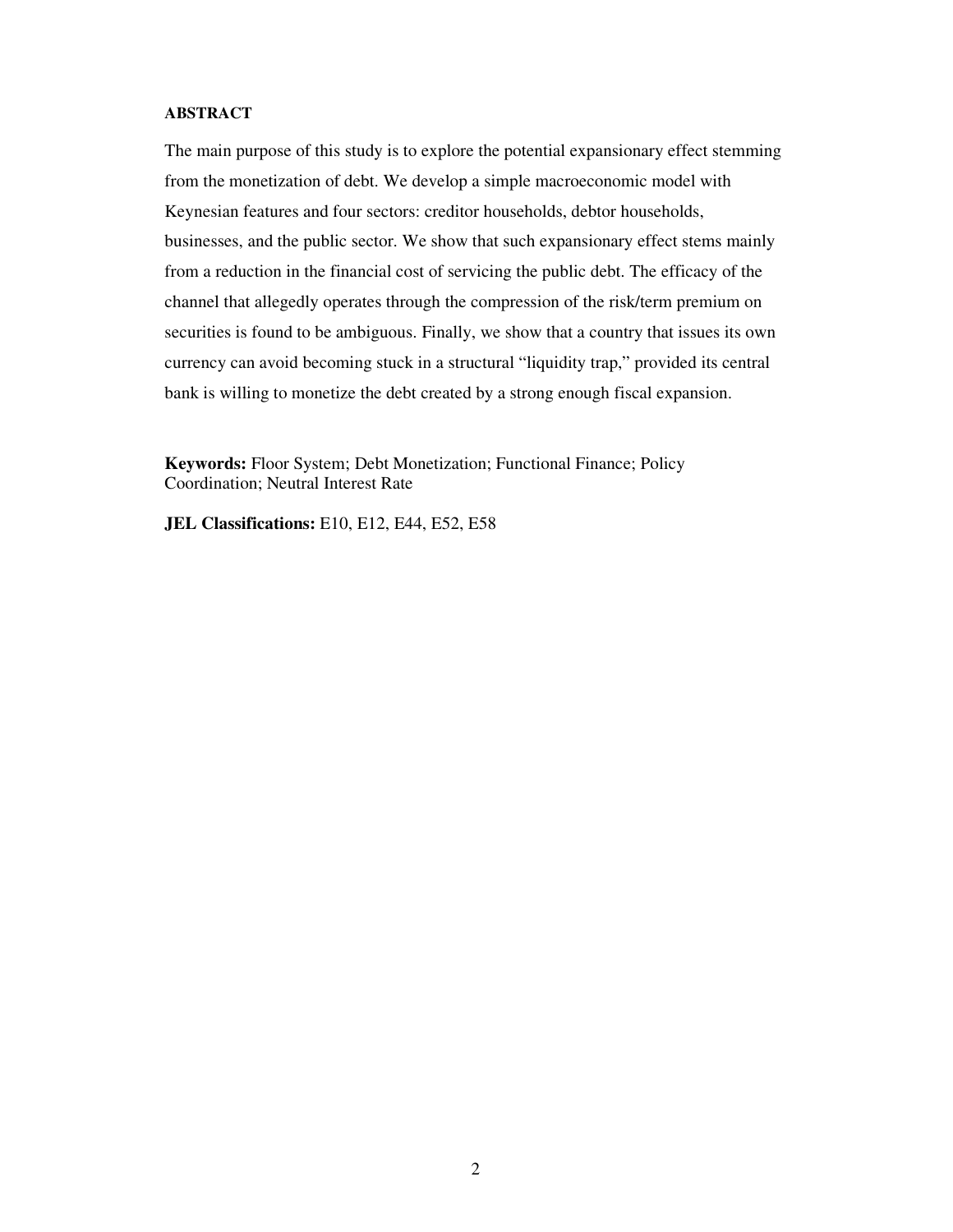**ABSTRACT**

The main purpose of this study is to explore the potential expansionary effect stemming from the monetization of debt. We develop a simple macroeconomic model with Keynesian features and four sectors: creditor households, debtor households, businesses, and the public sector. We show that such expansionary effect stems mainly from a reduction in the financial cost of servicing the public debt. The efficacy of the channel that allegedly operates through the compression of the risk/term premium on securities is found to be ambiguous. Finally, we show that a country that issues its own currency can avoid becoming stuck in a structural "liquidity trap," provided its central bank is willing to monetize the debt created by a strong enough fiscal expansion.

**Keywords:** Floor System; Debt Monetization; Functional Finance; Policy Coordination; Neutral Interest Rate

**JEL Classifications:** E10, E12, E44, E52, E58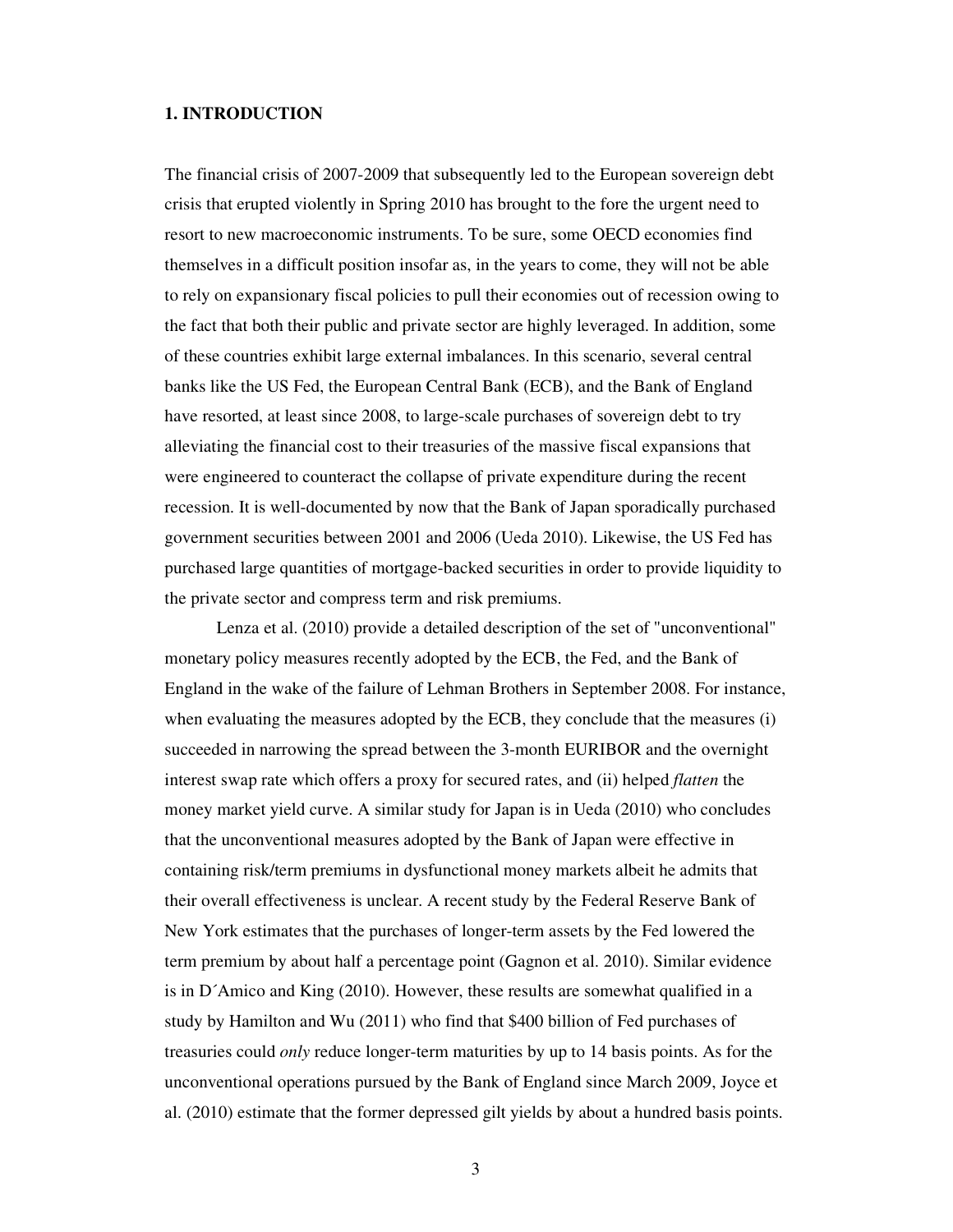## 1. INTRODUCTION

The financial crisis of 2007-2009 that subsequently led to the European sovereign debt crisis that erupted violently in Spring 2010 has brought to the fore the urgent need to resort to new macroeconomic instruments. To be sure, some OECD economies find themselves in a difficult position insofar as, in the years to come, they will not be able to rely on expansionary fiscal policies to pull their economies out of recession owing to the fact that both their public and private sector are highly leveraged. In addition, some of these countries exhibit large external imbalances. In this scenario, several central banks like the US Fed, the European Central Bank (ECB), and the Bank of England have resorted, at least since 2008, to large-scale purchases of sovereign debt to try alleviating the financial cost to their treasuries of the massive fiscal expansions that were engineered to counteract the collapse of private expenditure during the recent recession. It is well-documented by now that the Bank of Japan sporadically purchased government securities between 2001 and 2006 (Ueda 2010). Likewise, the US Fed has purchased large quantities of mortgage-backed securities in order to provide liquidity to the private sector and compress term and risk premiums.

Lenza et al. (2010) provide a detailed description of the set of "unconventional" monetary policy measures recently adopted by the ECB, the Fed, and the Bank of England in the wake of the failure of Lehman Brothers in September 2008. For instance, when evaluating the measures adopted by the ECB, they conclude that the measures (i) succeeded in narrowing the spread between the 3-month EURIBOR and the overnight interest swap rate which offers a proxy for secured rates, and (ii) helped *flatten* the money market yield curve. A similar study for Japan is in Ueda (2010) who concludes that the unconventional measures adopted by the Bank of Japan were effective in containing risk/term premiums in dysfunctional money markets albeit he admits that their overall effectiveness is unclear. A recent study by the Federal Reserve Bank of New York estimates that the purchases of longer-term assets by the Fed lowered the term premium by about half a percentage point (Gagnon et al. 2010). Similar evidence is in D´Amico and King (2010). However, these results are somewhat qualified in a study by Hamilton and Wu (2011) who find that $400 billion of Fed purchases of treasuries could *only* reduce longer-term maturities by up to 14 basis points. As for the unconventional operations pursued by the Bank of England since March 2009, Joyce et al. (2010) estimate that the former depressed gilt yields by about a hundred basis points.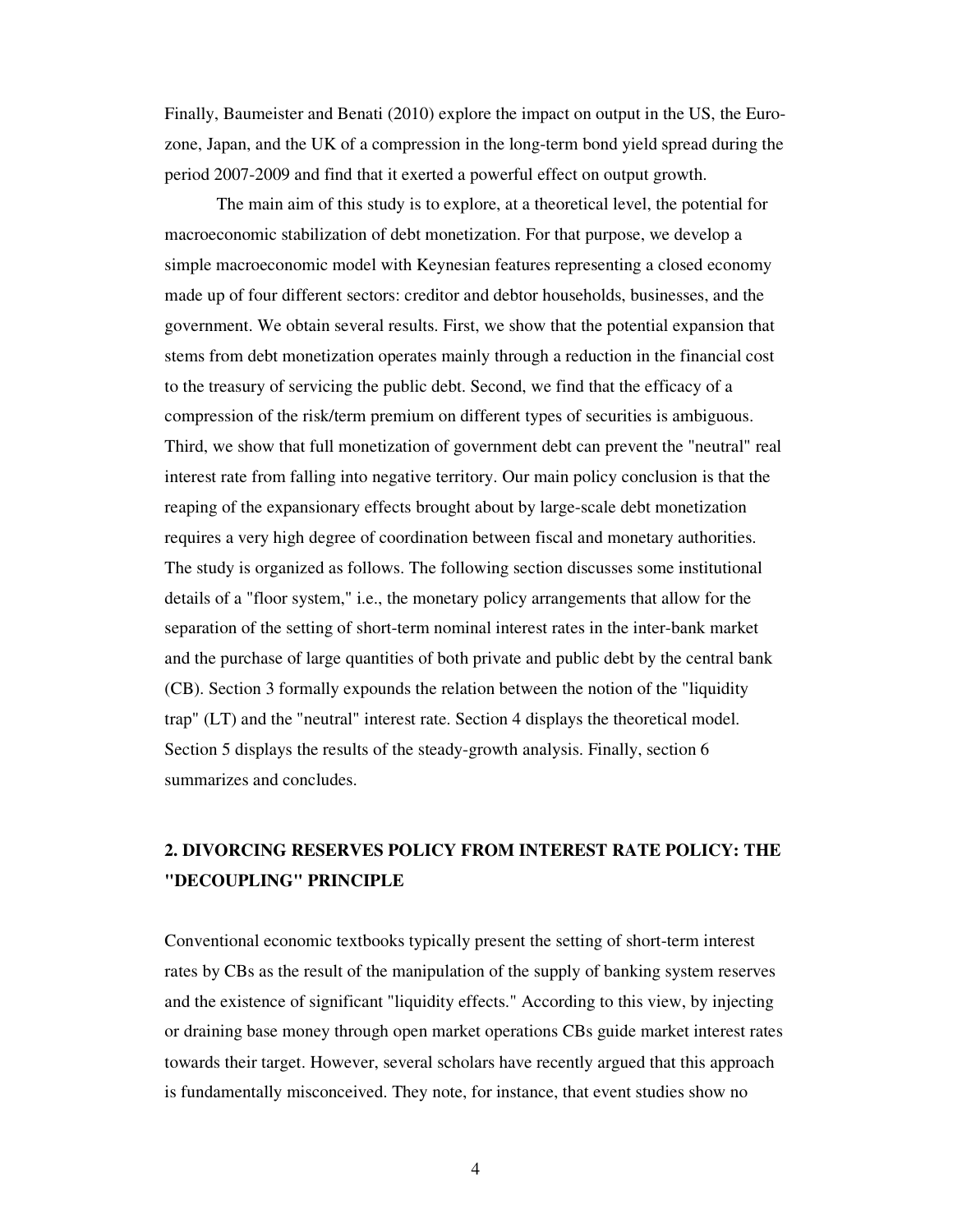Finally, Baumeister and Benati (2010) explore the impact on output in the US, the Euro-zone, Japan, and the UK of a compression in the long-term bond yield spread during the period 2007-2009 and find that it exerted a powerful effect on output growth.

The main aim of this study is to explore, at a theoretical level, the potential for macroeconomic stabilization of debt monetization. For that purpose, we develop a simple macroeconomic model with Keynesian features representing a closed economy made up of four different sectors: creditor and debtor households, businesses, and the government. We obtain several results. First, we show that the potential expansion that stems from debt monetization operates mainly through a reduction in the financial cost to the treasury of servicing the public debt. Second, we find that the efficacy of a compression of the risk/term premium on different types of securities is ambiguous. Third, we show that full monetization of government debt can prevent the "neutral" real interest rate from falling into negative territory. Our main policy conclusion is that the reaping of the expansionary effects brought about by large-scale debt monetization requires a very high degree of coordination between fiscal and monetary authorities. The study is organized as follows. The following section discusses some institutional details of a "floor system," i.e., the monetary policy arrangements that allow for the separation of the setting of short-term nominal interest rates in the inter-bank market and the purchase of large quantities of both private and public debt by the central bank (CB). Section 3 formally expounds the relation between the notion of the "liquidity trap" (LT) and the "neutral" interest rate. Section 4 displays the theoretical model. Section 5 displays the results of the steady-growth analysis. Finally, section 6 summarizes and concludes.

## 2. DIVORCING RESERVES POLICY FROM INTEREST RATE POLICY: THE "DECOUPLING" PRINCIPLE

Conventional economic textbooks typically present the setting of short-term interest rates by CBs as the result of the manipulation of the supply of banking system reserves and the existence of significant "liquidity effects." According to this view, by injecting or draining base money through open market operations CBs guide market interest rates towards their target. However, several scholars have recently argued that this approach is fundamentally misconceived. They note, for instance, that event studies show no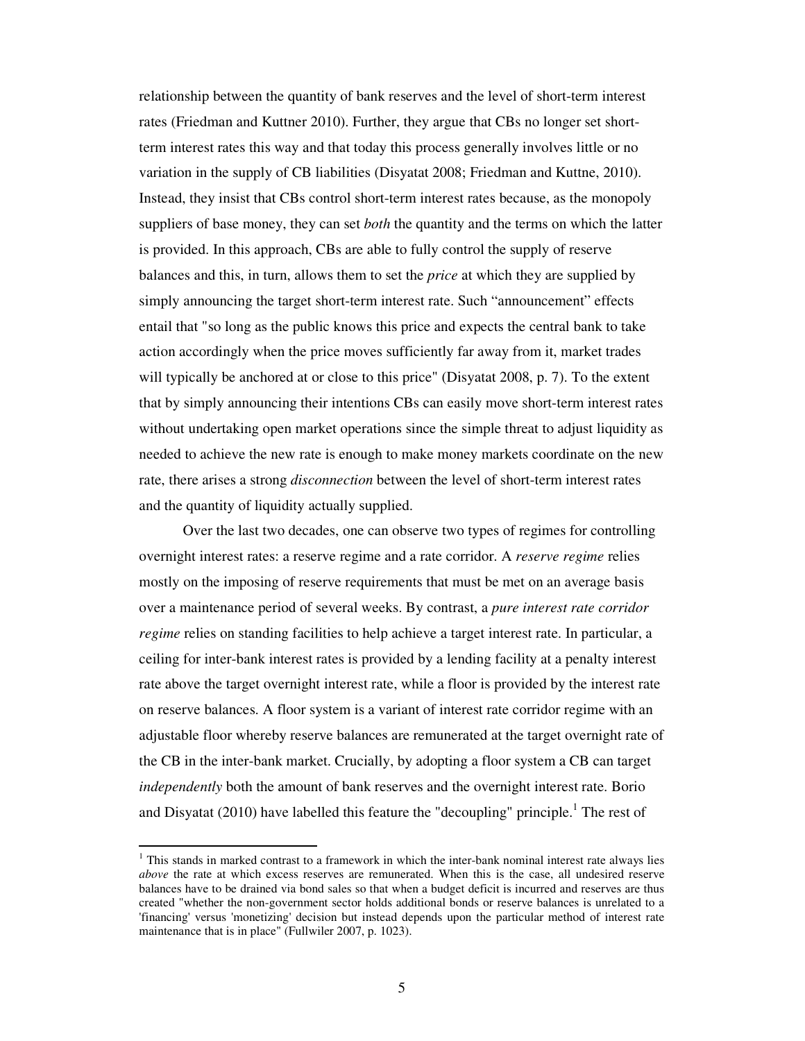relationship between the quantity of bank reserves and the level of short-term interest rates (Friedman and Kuttner 2010). Further, they argue that CBs no longer set short-term interest rates this way and that today this process generally involves little or no variation in the supply of CB liabilities (Disyatat 2008; Friedman and Kuttne, 2010). Instead, they insist that CBs control short-term interest rates because, as the monopoly suppliers of base money, they can set *both* the quantity and the terms on which the latter is provided. In this approach, CBs are able to fully control the supply of reserve balances and this, in turn, allows them to set the *price* at which they are supplied by simply announcing the target short-term interest rate. Such "announcement" effects entail that "so long as the public knows this price and expects the central bank to take action accordingly when the price moves sufficiently far away from it, market trades will typically be anchored at or close to this price" (Disyatat 2008, p. 7). To the extent that by simply announcing their intentions CBs can easily move short-term interest rates without undertaking open market operations since the simple threat to adjust liquidity as needed to achieve the new rate is enough to make money markets coordinate on the new rate, there arises a strong *disconnection* between the level of short-term interest rates and the quantity of liquidity actually supplied.

Over the last two decades, one can observe two types of regimes for controlling overnight interest rates: a reserve regime and a rate corridor. A *reserve regime* relies mostly on the imposing of reserve requirements that must be met on an average basis over a maintenance period of several weeks. By contrast, a *pure interest rate corridor regime* relies on standing facilities to help achieve a target interest rate. In particular, a ceiling for inter-bank interest rates is provided by a lending facility at a penalty interest rate above the target overnight interest rate, while a floor is provided by the interest rate on reserve balances. A floor system is a variant of interest rate corridor regime with an adjustable floor whereby reserve balances are remunerated at the target overnight rate of the CB in the inter-bank market. Crucially, by adopting a floor system a CB can target *independently* both the amount of bank reserves and the overnight interest rate. Borio and Disyatat (2010) have labelled this feature the "decoupling" principle.[1] The rest of

---

[1] This stands in marked contrast to a framework in which the inter-bank nominal interest rate always lies *above* the rate at which excess reserves are remunerated. When this is the case, all undesired reserve balances have to be drained via bond sales so that when a budget deficit is incurred and reserves are thus created "whether the non-government sector holds additional bonds or reserve balances is unrelated to a 'financing' versus 'monetizing' decision but instead depends upon the particular method of interest rate maintenance that is in place" (Fullwiler 2007, p. 1023).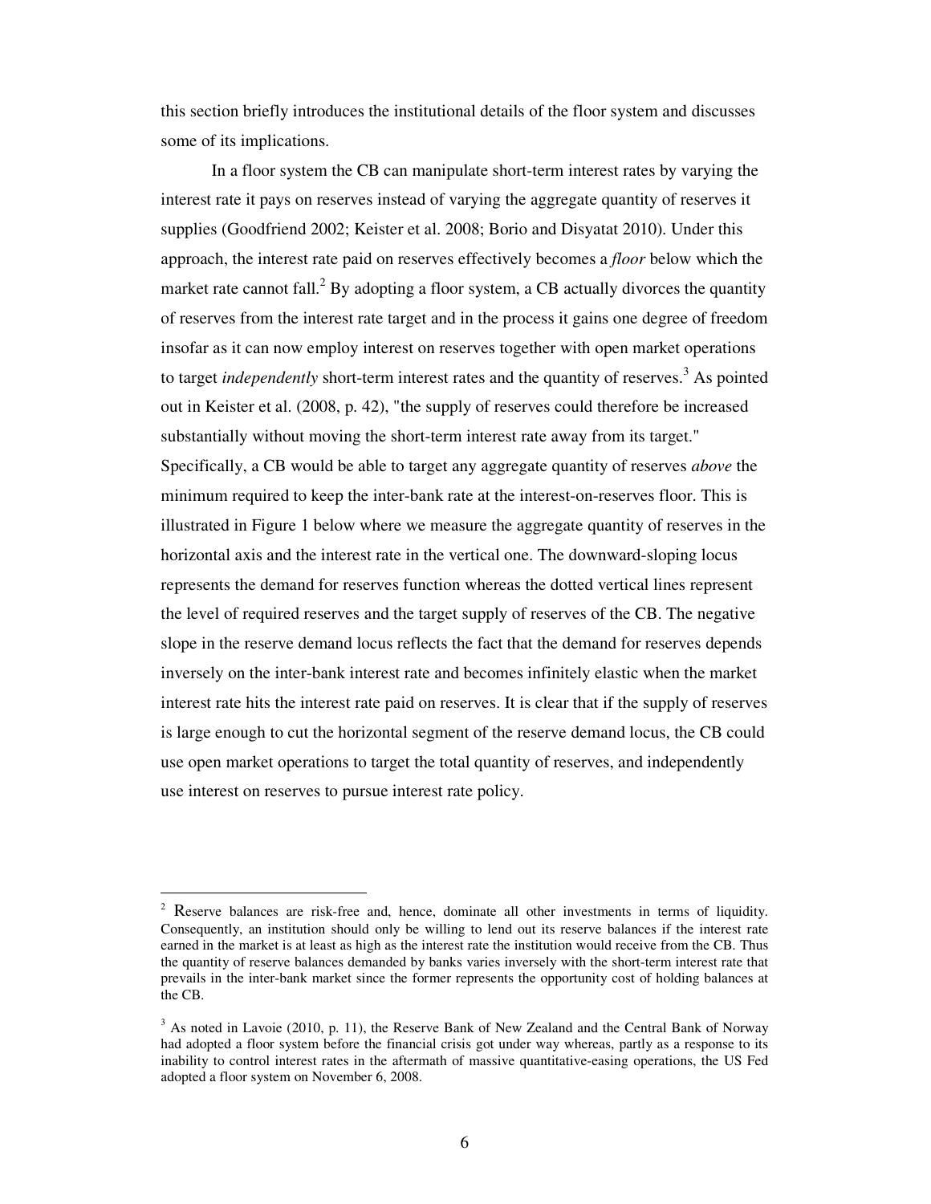this section briefly introduces the institutional details of the floor system and discusses some of its implications.

In a floor system the CB can manipulate short-term interest rates by varying the interest rate it pays on reserves instead of varying the aggregate quantity of reserves it supplies (Goodfriend 2002; Keister et al. 2008; Borio and Disyatat 2010). Under this approach, the interest rate paid on reserves effectively becomes a *floor* below which the market rate cannot fall.[2] By adopting a floor system, a CB actually divorces the quantity of reserves from the interest rate target and in the process it gains one degree of freedom insofar as it can now employ interest on reserves together with open market operations to target *independently* short-term interest rates and the quantity of reserves.[3] As pointed out in Keister et al. (2008, p. 42), "the supply of reserves could therefore be increased substantially without moving the short-term interest rate away from its target." Specifically, a CB would be able to target any aggregate quantity of reserves *above* the minimum required to keep the inter-bank rate at the interest-on-reserves floor. This is illustrated in Figure 1 below where we measure the aggregate quantity of reserves in the horizontal axis and the interest rate in the vertical one. The downward-sloping locus represents the demand for reserves function whereas the dotted vertical lines represent the level of required reserves and the target supply of reserves of the CB. The negative slope in the reserve demand locus reflects the fact that the demand for reserves depends inversely on the inter-bank interest rate and becomes infinitely elastic when the market interest rate hits the interest rate paid on reserves. It is clear that if the supply of reserves is large enough to cut the horizontal segment of the reserve demand locus, the CB could use open market operations to target the total quantity of reserves, and independently use interest on reserves to pursue interest rate policy.

---

[2] Reserve balances are risk-free and, hence, dominate all other investments in terms of liquidity. Consequently, an institution should only be willing to lend out its reserve balances if the interest rate earned in the market is at least as high as the interest rate the institution would receive from the CB. Thus the quantity of reserve balances demanded by banks varies inversely with the short-term interest rate that prevails in the inter-bank market since the former represents the opportunity cost of holding balances at the CB.

[3] As noted in Lavoie (2010, p. 11), the Reserve Bank of New Zealand and the Central Bank of Norway had adopted a floor system before the financial crisis got under way whereas, partly as a response to its inability to control interest rates in the aftermath of massive quantitative-easing operations, the US Fed adopted a floor system on November 6, 2008.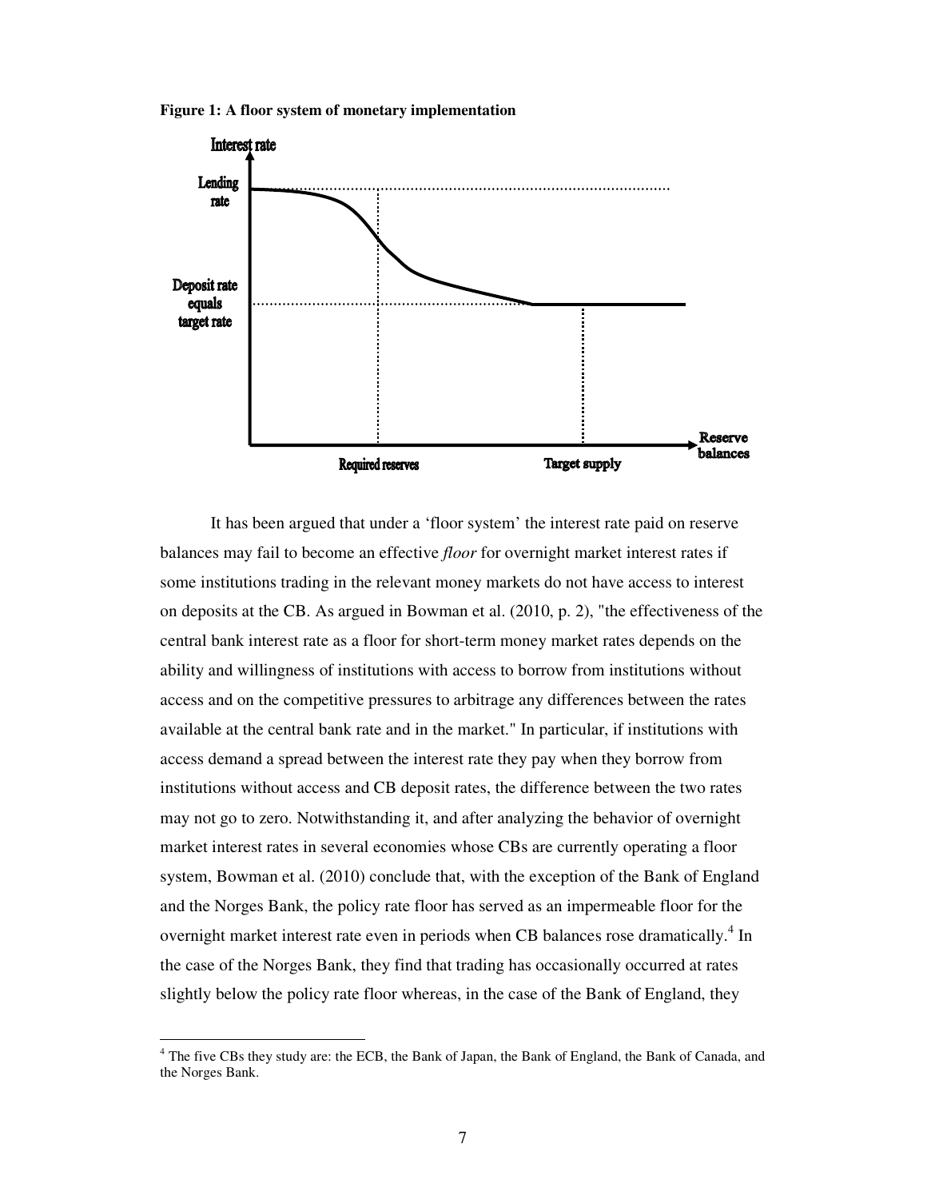**Figure 1: A floor system of monetary implementation**

It has been argued that under a 'floor system' the interest rate paid on reserve balances may fail to become an effective *floor* for overnight market interest rates if some institutions trading in the relevant money markets do not have access to interest on deposits at the CB. As argued in Bowman et al. (2010, p. 2), "the effectiveness of the central bank interest rate as a floor for short-term money market rates depends on the ability and willingness of institutions with access to borrow from institutions without access and on the competitive pressures to arbitrage any differences between the rates available at the central bank rate and in the market." In particular, if institutions with access demand a spread between the interest rate they pay when they borrow from institutions without access and CB deposit rates, the difference between the two rates may not go to zero. Notwithstanding it, and after analyzing the behavior of overnight market interest rates in several economies whose CBs are currently operating a floor system, Bowman et al. (2010) conclude that, with the exception of the Bank of England and the Norges Bank, the policy rate floor has served as an impermeable floor for the overnight market interest rate even in periods when CB balances rose dramatically.[4] In the case of the Norges Bank, they find that trading has occasionally occurred at rates slightly below the policy rate floor whereas, in the case of the Bank of England, they

[4] The five CBs they study are: the ECB, the Bank of Japan, the Bank of England, the Bank of Canada, and the Norges Bank.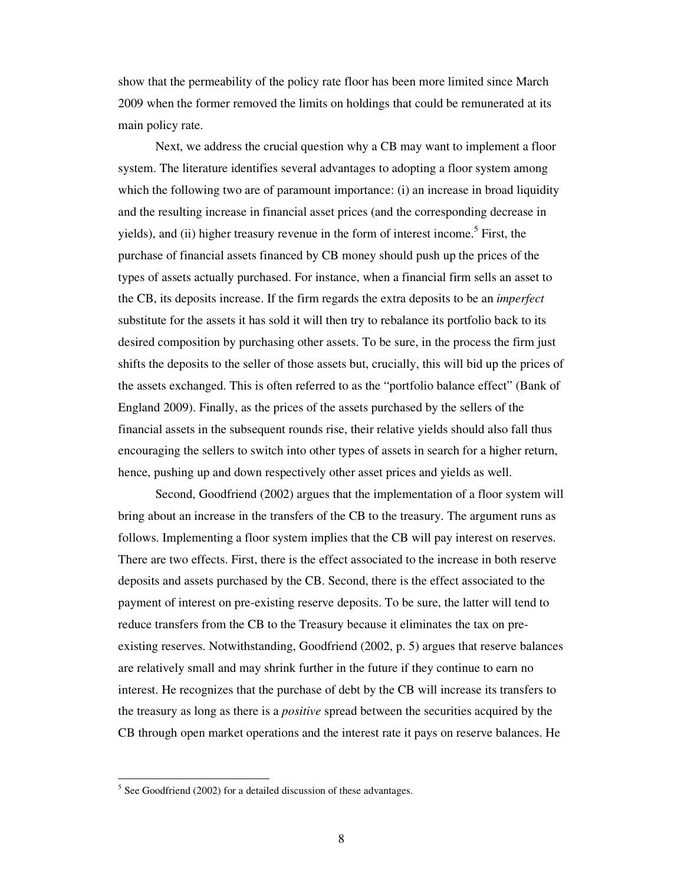show that the permeability of the policy rate floor has been more limited since March 2009 when the former removed the limits on holdings that could be remunerated at its main policy rate.

Next, we address the crucial question why a CB may want to implement a floor system. The literature identifies several advantages to adopting a floor system among which the following two are of paramount importance: (i) an increase in broad liquidity and the resulting increase in financial asset prices (and the corresponding decrease in yields), and (ii) higher treasury revenue in the form of interest income.[5] First, the purchase of financial assets financed by CB money should push up the prices of the types of assets actually purchased. For instance, when a financial firm sells an asset to the CB, its deposits increase. If the firm regards the extra deposits to be an *imperfect* substitute for the assets it has sold it will then try to rebalance its portfolio back to its desired composition by purchasing other assets. To be sure, in the process the firm just shifts the deposits to the seller of those assets but, crucially, this will bid up the prices of the assets exchanged. This is often referred to as the "portfolio balance effect" (Bank of England 2009). Finally, as the prices of the assets purchased by the sellers of the financial assets in the subsequent rounds rise, their relative yields should also fall thus encouraging the sellers to switch into other types of assets in search for a higher return, hence, pushing up and down respectively other asset prices and yields as well.

Second, Goodfriend (2002) argues that the implementation of a floor system will bring about an increase in the transfers of the CB to the treasury. The argument runs as follows. Implementing a floor system implies that the CB will pay interest on reserves. There are two effects. First, there is the effect associated to the increase in both reserve deposits and assets purchased by the CB. Second, there is the effect associated to the payment of interest on pre-existing reserve deposits. To be sure, the latter will tend to reduce transfers from the CB to the Treasury because it eliminates the tax on pre-existing reserves. Notwithstanding, Goodfriend (2002, p. 5) argues that reserve balances are relatively small and may shrink further in the future if they continue to earn no interest. He recognizes that the purchase of debt by the CB will increase its transfers to the treasury as long as there is a *positive* spread between the securities acquired by the CB through open market operations and the interest rate it pays on reserve balances. He

[5] See Goodfriend (2002) for a detailed discussion of these advantages.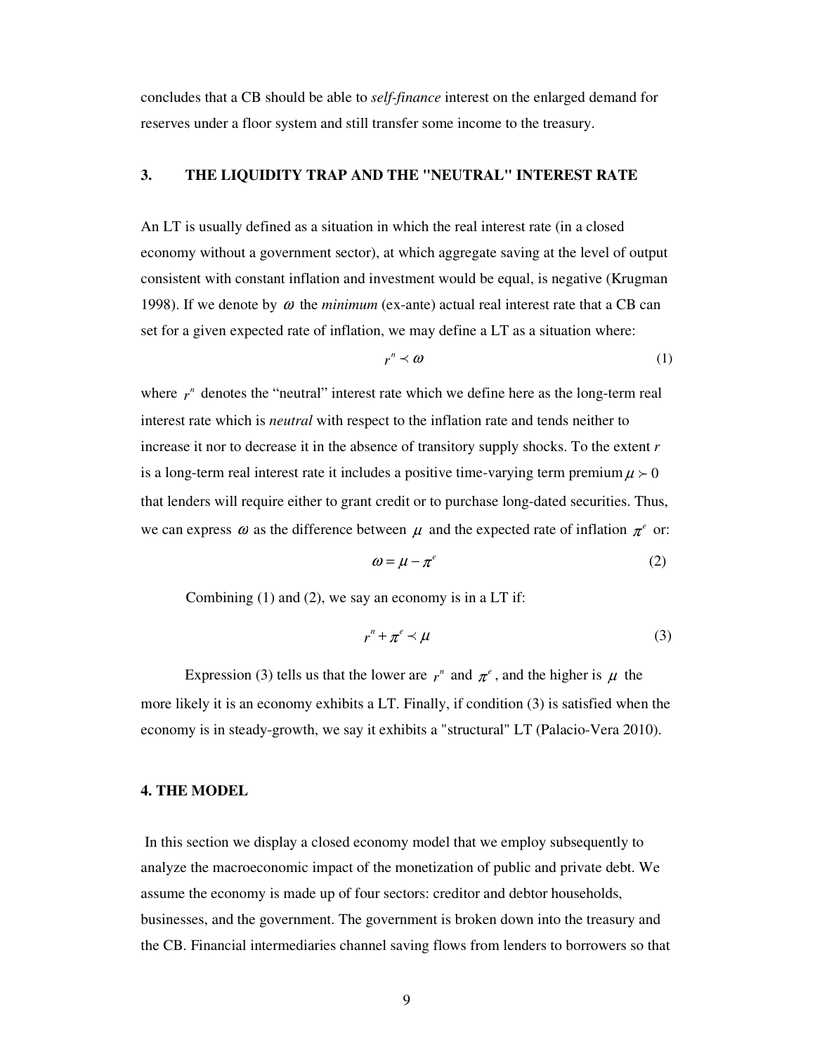concludes that a CB should be able to *self-finance* interest on the enlarged demand for reserves under a floor system and still transfer some income to the treasury.

## 3. THE LIQUIDITY TRAP AND THE "NEUTRAL" INTEREST RATE

An LT is usually defined as a situation in which the real interest rate (in a closed economy without a government sector), at which aggregate saving at the level of output consistent with constant inflation and investment would be equal, is negative (Krugman 1998). If we denote by $\omega$ the *minimum* (ex-ante) actual real interest rate that a CB can set for a given expected rate of inflation, we may define a LT as a situation where:

$$r^n \prec \omega \tag{1}$$

where $r^n$ denotes the "neutral" interest rate which we define here as the long-term real interest rate which is *neutral* with respect to the inflation rate and tends neither to increase it nor to decrease it in the absence of transitory supply shocks. To the extent *r* is a long-term real interest rate it includes a positive time-varying term premium $\mu \succ 0$ that lenders will require either to grant credit or to purchase long-dated securities. Thus, we can express $\omega$ as the difference between $\mu$ and the expected rate of inflation $\pi^e$ or:

$$\omega = \mu - \pi^e \tag{2}$$

Combining (1) and (2), we say an economy is in a LT if:

$$r^n + \pi^e \prec \mu \tag{3}$$

Expression (3) tells us that the lower are $r^n$ and $\pi^e$, and the higher is $\mu$ the more likely it is an economy exhibits a LT. Finally, if condition (3) is satisfied when the economy is in steady-growth, we say it exhibits a "structural" LT (Palacio-Vera 2010).

## 4. THE MODEL

In this section we display a closed economy model that we employ subsequently to analyze the macroeconomic impact of the monetization of public and private debt. We assume the economy is made up of four sectors: creditor and debtor households, businesses, and the government. The government is broken down into the treasury and the CB. Financial intermediaries channel saving flows from lenders to borrowers so that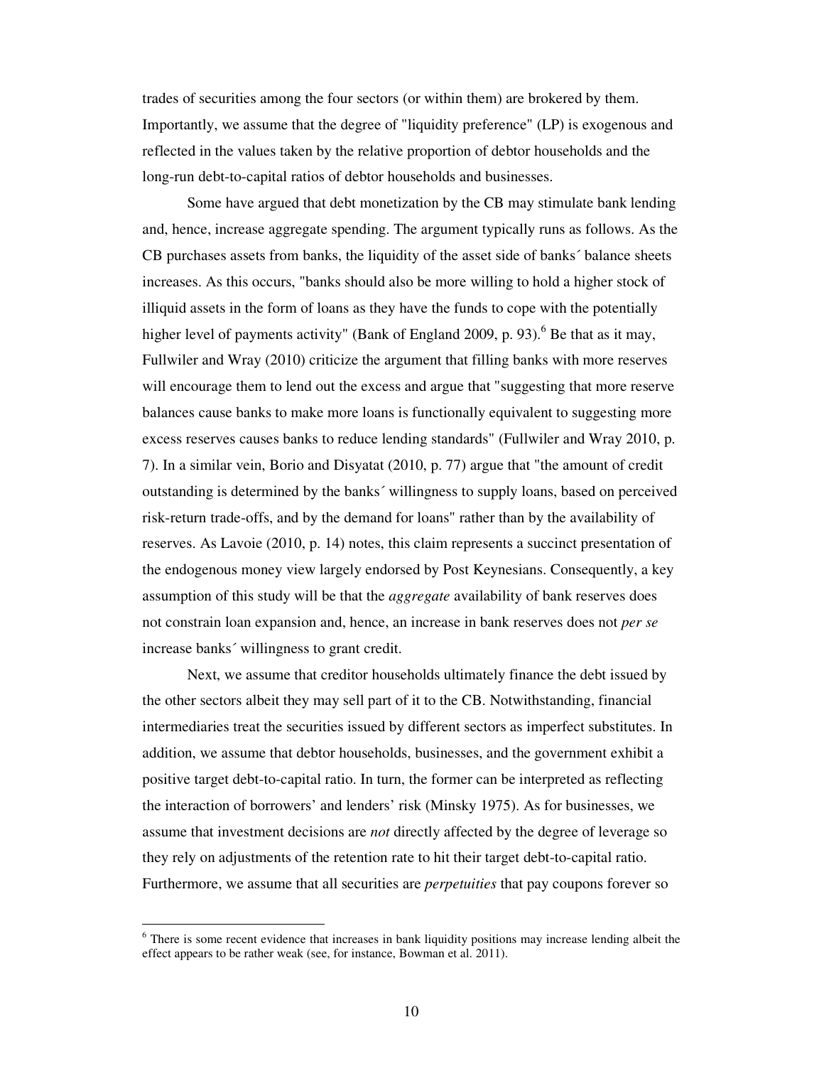trades of securities among the four sectors (or within them) are brokered by them. Importantly, we assume that the degree of "liquidity preference" (LP) is exogenous and reflected in the values taken by the relative proportion of debtor households and the long-run debt-to-capital ratios of debtor households and businesses.

Some have argued that debt monetization by the CB may stimulate bank lending and, hence, increase aggregate spending. The argument typically runs as follows. As the CB purchases assets from banks, the liquidity of the asset side of banks´ balance sheets increases. As this occurs, "banks should also be more willing to hold a higher stock of illiquid assets in the form of loans as they have the funds to cope with the potentially higher level of payments activity" (Bank of England 2009, p. 93).[6] Be that as it may, Fullwiler and Wray (2010) criticize the argument that filling banks with more reserves will encourage them to lend out the excess and argue that "suggesting that more reserve balances cause banks to make more loans is functionally equivalent to suggesting more excess reserves causes banks to reduce lending standards" (Fullwiler and Wray 2010, p. 7). In a similar vein, Borio and Disyatat (2010, p. 77) argue that "the amount of credit outstanding is determined by the banks´ willingness to supply loans, based on perceived risk-return trade-offs, and by the demand for loans" rather than by the availability of reserves. As Lavoie (2010, p. 14) notes, this claim represents a succinct presentation of the endogenous money view largely endorsed by Post Keynesians. Consequently, a key assumption of this study will be that the *aggregate* availability of bank reserves does not constrain loan expansion and, hence, an increase in bank reserves does not *per se* increase banks´ willingness to grant credit.

Next, we assume that creditor households ultimately finance the debt issued by the other sectors albeit they may sell part of it to the CB. Notwithstanding, financial intermediaries treat the securities issued by different sectors as imperfect substitutes. In addition, we assume that debtor households, businesses, and the government exhibit a positive target debt-to-capital ratio. In turn, the former can be interpreted as reflecting the interaction of borrowers' and lenders' risk (Minsky 1975). As for businesses, we assume that investment decisions are *not* directly affected by the degree of leverage so they rely on adjustments of the retention rate to hit their target debt-to-capital ratio. Furthermore, we assume that all securities are *perpetuities* that pay coupons forever so

[6] There is some recent evidence that increases in bank liquidity positions may increase lending albeit the effect appears to be rather weak (see, for instance, Bowman et al. 2011).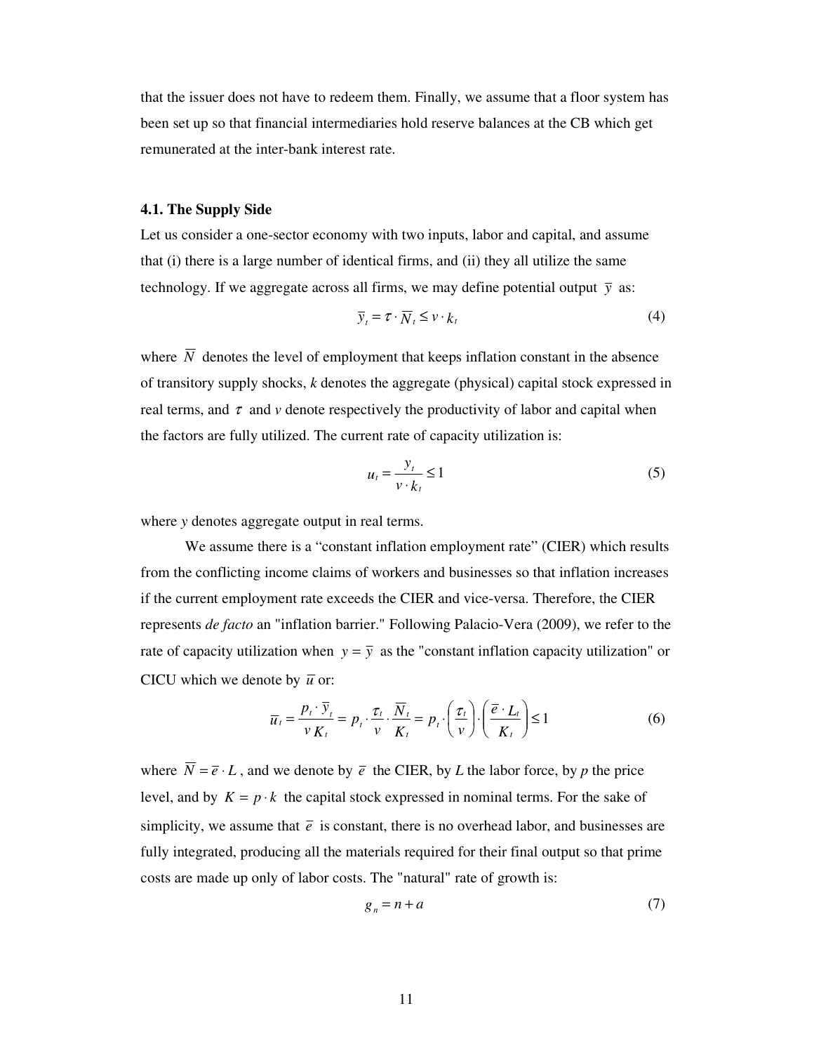that the issuer does not have to redeem them. Finally, we assume that a floor system has been set up so that financial intermediaries hold reserve balances at the CB which get remunerated at the inter-bank interest rate.

### 4.1. The Supply Side

Let us consider a one-sector economy with two inputs, labor and capital, and assume that (i) there is a large number of identical firms, and (ii) they all utilize the same technology. If we aggregate across all firms, we may define potential output $\bar{y}$ as:

$$\bar{y}_t = \tau \cdot \overline{N}_t \leq v \cdot k_t \tag{4}$$

where $\overline{N}$ denotes the level of employment that keeps inflation constant in the absence of transitory supply shocks, $k$ denotes the aggregate (physical) capital stock expressed in real terms, and $\tau$ and $v$ denote respectively the productivity of labor and capital when the factors are fully utilized. The current rate of capacity utilization is:

$$u_t = \frac{y_t}{v \cdot k_t} \leq 1 \tag{5}$$

where $y$ denotes aggregate output in real terms.

We assume there is a "constant inflation employment rate" (CIER) which results from the conflicting income claims of workers and businesses so that inflation increases if the current employment rate exceeds the CIER and vice-versa. Therefore, the CIER represents *de facto* an "inflation barrier." Following Palacio-Vera (2009), we refer to the rate of capacity utilization when $y = \bar{y}$ as the "constant inflation capacity utilization" or CICU which we denote by $\bar{u}$ or:

$$\bar{u}_t = \frac{p_t \cdot \bar{y}_t}{v\, K_t} = p_t \cdot \frac{\tau_t}{v} \cdot \frac{\overline{N}_t}{K_t} = p_t \cdot \left(\frac{\tau_t}{v}\right) \cdot \left(\frac{\bar{e} \cdot L_t}{K_t}\right) \leq 1 \tag{6}$$

where $\overline{N} = \bar{e} \cdot L$, and we denote by $\bar{e}$ the CIER, by $L$ the labor force, by $p$ the price level, and by $K = p \cdot k$ the capital stock expressed in nominal terms. For the sake of simplicity, we assume that $\bar{e}$ is constant, there is no overhead labor, and businesses are fully integrated, producing all the materials required for their final output so that prime costs are made up only of labor costs. The "natural" rate of growth is:

$$g_n = n + a \tag{7}$$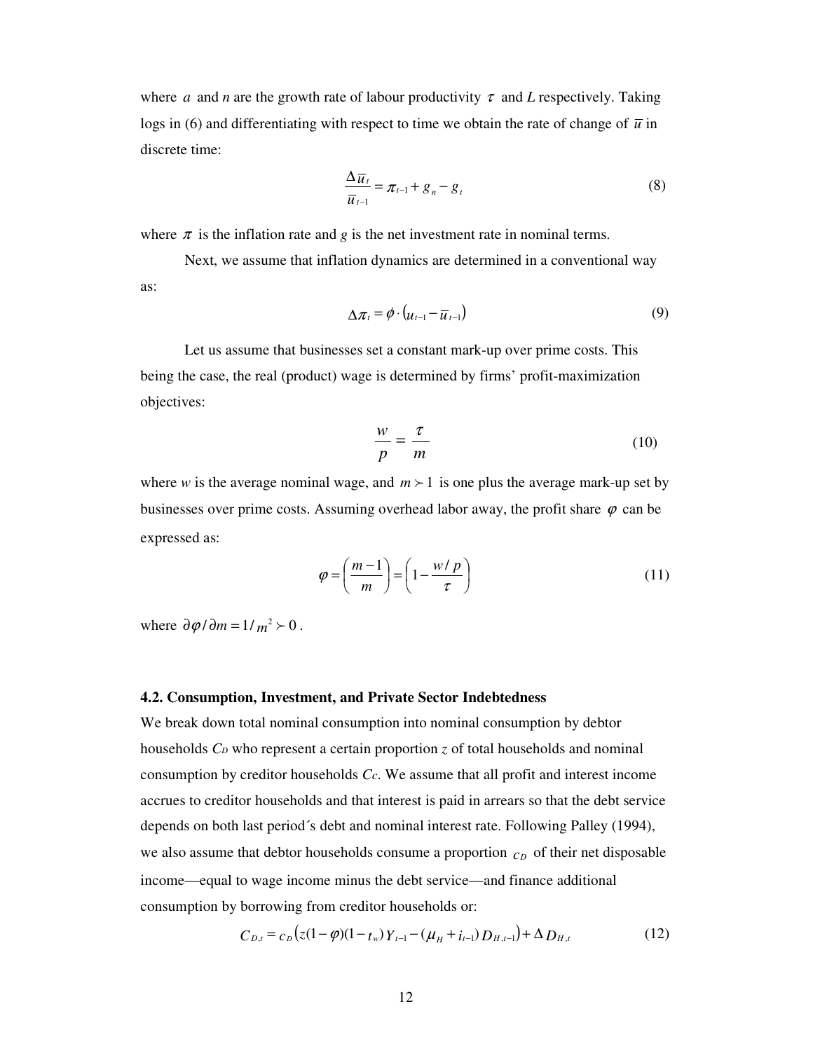where $a$ and $n$ are the growth rate of labour productivity $\tau$ and $L$ respectively. Taking logs in (6) and differentiating with respect to time we obtain the rate of change of $\overline{u}$ in discrete time:

$$\frac{\Delta \overline{u}_t}{\overline{u}_{t-1}} = \pi_{t-1} + g_n - g_t \tag{8}$$

where $\pi$ is the inflation rate and $g$ is the net investment rate in nominal terms.

Next, we assume that inflation dynamics are determined in a conventional way as:

$$\Delta \pi_t = \phi \cdot (u_{t-1} - \overline{u}_{t-1}) \tag{9}$$

Let us assume that businesses set a constant mark-up over prime costs. This being the case, the real (product) wage is determined by firms' profit-maximization objectives:

$$\frac{w}{p} = \frac{\tau}{m} \tag{10}$$

where $w$ is the average nominal wage, and $m \succ 1$ is one plus the average mark-up set by businesses over prime costs. Assuming overhead labor away, the profit share $\varphi$ can be expressed as:

$$\varphi = \left(\frac{m-1}{m}\right) = \left(1 - \frac{w/p}{\tau}\right) \tag{11}$$

where $\partial \varphi / \partial m = 1/m^2 \succ 0$.

### 4.2. Consumption, Investment, and Private Sector Indebtedness

We break down total nominal consumption into nominal consumption by debtor households $C_D$ who represent a certain proportion $z$ of total households and nominal consumption by creditor households $C_C$. We assume that all profit and interest income accrues to creditor households and that interest is paid in arrears so that the debt service depends on both last period´s debt and nominal interest rate. Following Palley (1994), we also assume that debtor households consume a proportion $c_D$ of their net disposable income—equal to wage income minus the debt service—and finance additional consumption by borrowing from creditor households or:

$$C_{D,t} = c_D\left(z(1-\varphi)(1-t_w)Y_{t-1} - (\mu_H + i_{t-1})D_{H,t-1}\right) + \Delta D_{H,t} \tag{12}$$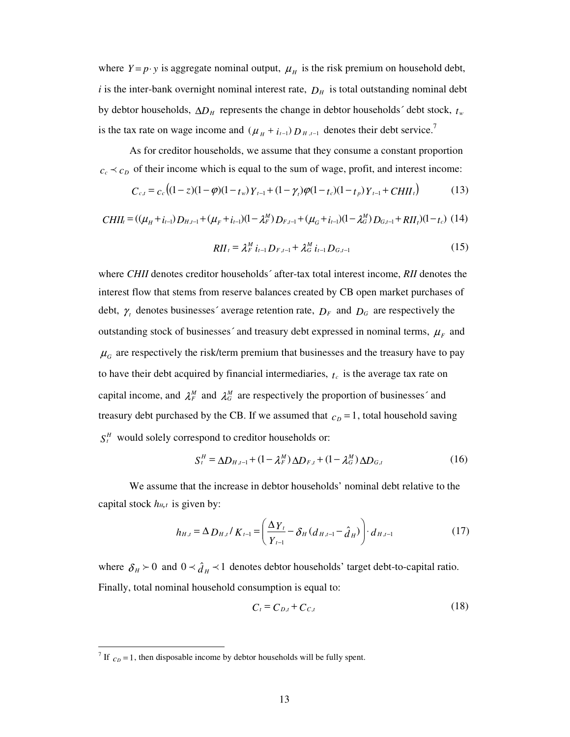where $Y = p \cdot y$ is aggregate nominal output, $\mu_H$ is the risk premium on household debt, $i$ is the inter-bank overnight nominal interest rate, $D_H$ is total outstanding nominal debt by debtor households, $\Delta D_H$ represents the change in debtor households´ debt stock, $t_w$ is the tax rate on wage income and $(\mu_H + i_{t-1}) D_{H,t-1}$ denotes their debt service.[7]

As for creditor households, we assume that they consume a constant proportion $c_c \prec c_D$ of their income which is equal to the sum of wage, profit, and interest income:

$$C_{c,t} = c_c \left( (1-z)(1-\varphi)(1-t_w) Y_{t-1} + (1-\gamma_t)\varphi(1-t_c)(1-t_p) Y_{t-1} + CHII_t \right) \tag{13}$$

$$CHII_t = ((\mu_H + i_{t-1}) D_{H,t-1} + (\mu_F + i_{t-1})(1-\lambda_F^M) D_{F,t-1} + (\mu_G + i_{t-1})(1-\lambda_G^M) D_{G,t-1} + RII_t)(1-t_c) \tag{14}$$

$$RII_t = \lambda_F^M i_{t-1} D_{F,t-1} + \lambda_G^M i_{t-1} D_{G,t-1} \tag{15}$$

where *CHII* denotes creditor households´ after-tax total interest income, *RII* denotes the interest flow that stems from reserve balances created by CB open market purchases of debt, $\gamma_t$ denotes businesses´ average retention rate, $D_F$ and $D_G$ are respectively the outstanding stock of businesses´ and treasury debt expressed in nominal terms, $\mu_F$ and $\mu_G$ are respectively the risk/term premium that businesses and the treasury have to pay to have their debt acquired by financial intermediaries, $t_c$ is the average tax rate on capital income, and $\lambda_F^M$ and $\lambda_G^M$ are respectively the proportion of businesses´ and treasury debt purchased by the CB. If we assumed that $c_D = 1$, total household saving $S_t^H$ would solely correspond to creditor households or:

$$S_t^H = \Delta D_{H,t-1} + (1-\lambda_F^M) \Delta D_{F,t} + (1-\lambda_G^M) \Delta D_{G,t} \tag{16}$$

We assume that the increase in debtor households' nominal debt relative to the capital stock $h_{H,t}$ is given by:

$$h_{H,t} = \Delta D_{H,t} / K_{t-1} = \left( \frac{\Delta Y_t}{Y_{t-1}} - \delta_H (d_{H,t-1} - \hat{d}_H) \right) \cdot d_{H,t-1} \tag{17}$$

where $\delta_H \succ 0$ and $0 \prec \hat{d}_H \prec 1$ denotes debtor households' target debt-to-capital ratio. Finally, total nominal household consumption is equal to:

$$C_t = C_{D,t} + C_{C,t} \tag{18}$$

[7] If $c_D = 1$, then disposable income by debtor households will be fully spent.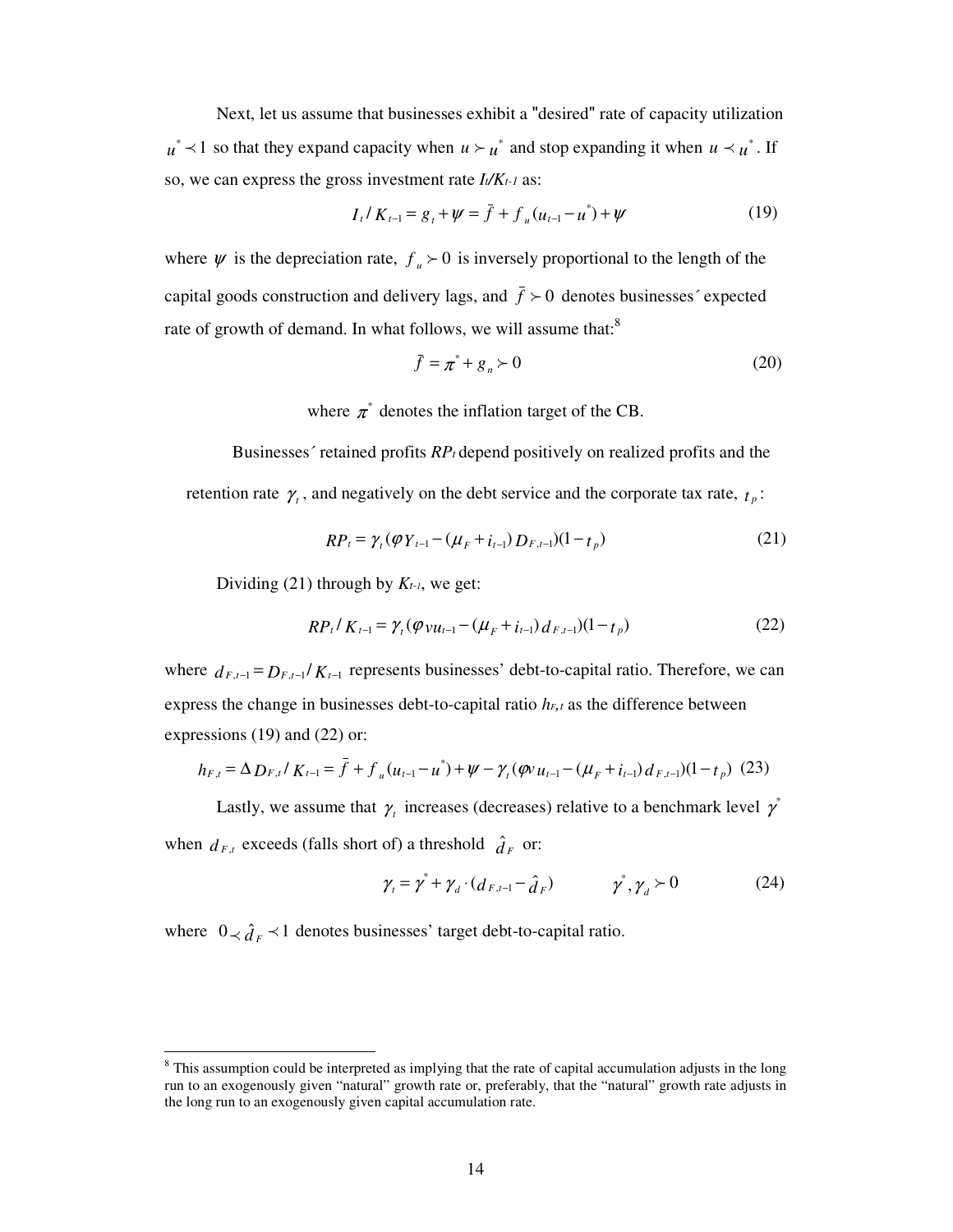Next, let us assume that businesses exhibit a "desired" rate of capacity utilization $u^* \prec 1$ so that they expand capacity when $u \succ u^*$ and stop expanding it when $u \prec u^*$. If so, we can express the gross investment rate $I_t/K_{t-1}$ as:

$$I_t / K_{t-1} = g_t + \psi = \bar{f} + f_u (u_{t-1} - u^*) + \psi \tag{19}$$

where $\psi$ is the depreciation rate, $f_u \succ 0$ is inversely proportional to the length of the capital goods construction and delivery lags, and $\bar{f} \succ 0$ denotes businesses´ expected rate of growth of demand. In what follows, we will assume that:[8]

$$\bar{f} = \pi^* + g_n \succ 0 \tag{20}$$

where $\pi^*$ denotes the inflation target of the CB.

Businesses´ retained profits $RP_t$ depend positively on realized profits and the retention rate $\gamma_t$, and negatively on the debt service and the corporate tax rate, $t_p$:

$$RP_t = \gamma_t (\varphi Y_{t-1} - (\mu_F + i_{t-1}) D_{F,t-1})(1 - t_p) \tag{21}$$

Dividing (21) through by $K_{t-1}$, we get:

$$RP_t / K_{t-1} = \gamma_t (\varphi v u_{t-1} - (\mu_F + i_{t-1}) d_{F,t-1})(1 - t_p) \tag{22}$$

where $d_{F,t-1} = D_{F,t-1}/K_{t-1}$ represents businesses' debt-to-capital ratio. Therefore, we can express the change in businesses debt-to-capital ratio $h_{F,t}$ as the difference between expressions (19) and (22) or:

$$h_{F,t} = \Delta D_{F,t} / K_{t-1} = \bar{f} + f_u (u_{t-1} - u^*) + \psi - \gamma_t (\varphi v u_{t-1} - (\mu_F + i_{t-1}) d_{F,t-1})(1 - t_p) \tag{23}$$

Lastly, we assume that $\gamma_t$ increases (decreases) relative to a benchmark level $\gamma^*$ when $d_{F,t}$ exceeds (falls short of) a threshold $\hat{d}_F$ or:

$$\gamma_t = \gamma^* + \gamma_d \cdot (d_{F,t-1} - \hat{d}_F) \qquad \gamma^*, \gamma_d \succ 0 \tag{24}$$

where $0 \prec \hat{d}_F \prec 1$ denotes businesses' target debt-to-capital ratio.

---

[8] This assumption could be interpreted as implying that the rate of capital accumulation adjusts in the long run to an exogenously given "natural" growth rate or, preferably, that the "natural" growth rate adjusts in the long run to an exogenously given capital accumulation rate.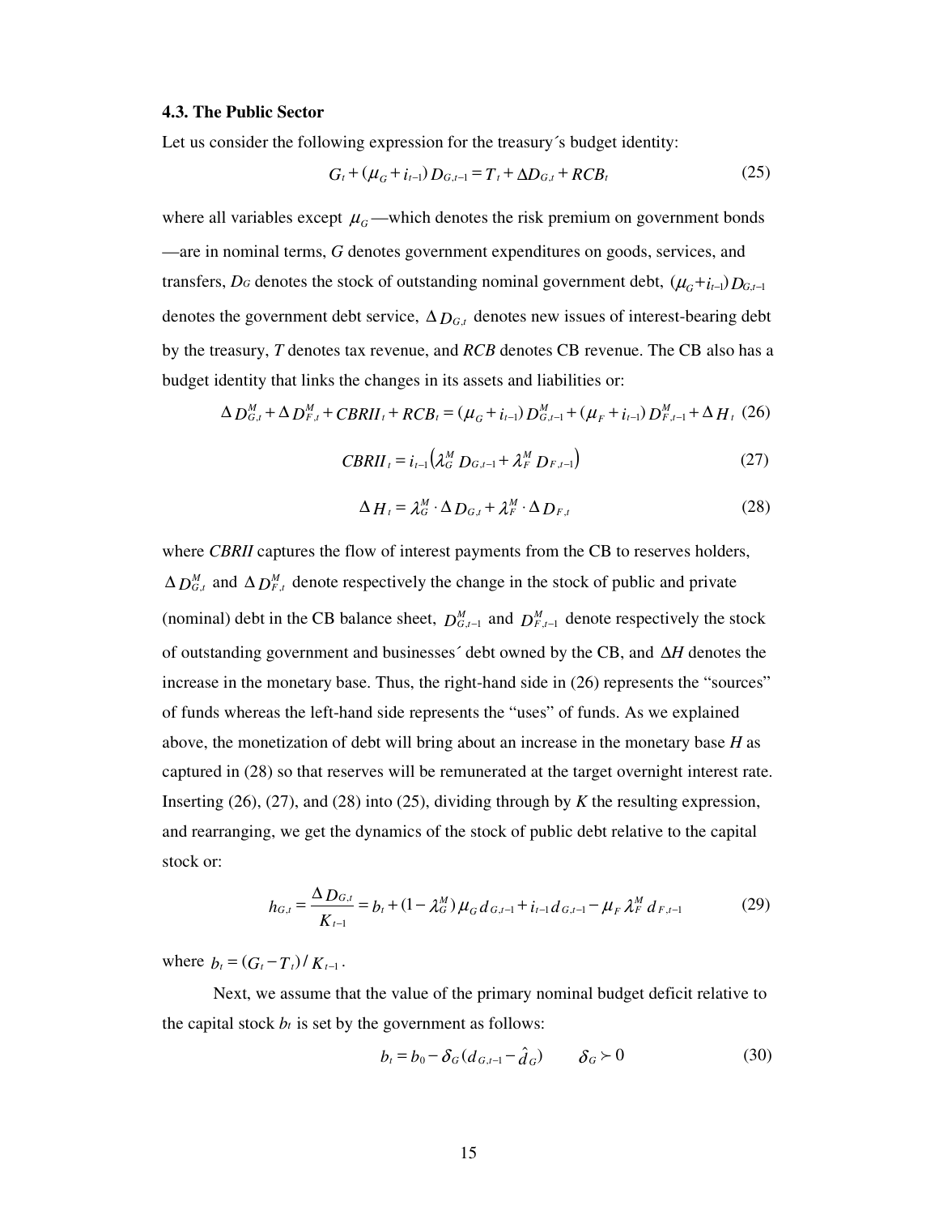### 4.3. The Public Sector

Let us consider the following expression for the treasury´s budget identity:

$$G_t + (\mu_G + i_{t-1}) D_{G,t-1} = T_t + \Delta D_{G,t} + RCB_t \tag{25}$$

where all variables except $\mu_G$—which denotes the risk premium on government bonds—are in nominal terms, *G* denotes government expenditures on goods, services, and transfers, $D_G$ denotes the stock of outstanding nominal government debt, $(\mu_G + i_{t-1}) D_{G,t-1}$ denotes the government debt service, $\Delta D_{G,t}$ denotes new issues of interest-bearing debt by the treasury, *T* denotes tax revenue, and *RCB* denotes CB revenue. The CB also has a budget identity that links the changes in its assets and liabilities or:

$$\Delta D^M_{G,t} + \Delta D^M_{F,t} + CBRII_t + RCB_t = (\mu_G + i_{t-1}) D^M_{G,t-1} + (\mu_F + i_{t-1}) D^M_{F,t-1} + \Delta H_t \tag{26}$$

$$CBRII_t = i_{t-1}\left(\lambda^M_G D_{G,t-1} + \lambda^M_F D_{F,t-1}\right) \tag{27}$$

$$\Delta H_t = \lambda^M_G \cdot \Delta D_{G,t} + \lambda^M_F \cdot \Delta D_{F,t} \tag{28}$$

where *CBRII* captures the flow of interest payments from the CB to reserves holders, $\Delta D^M_{G,t}$ and $\Delta D^M_{F,t}$ denote respectively the change in the stock of public and private (nominal) debt in the CB balance sheet, $D^M_{G,t-1}$ and $D^M_{F,t-1}$ denote respectively the stock of outstanding government and businesses´ debt owned by the CB, and $\Delta H$ denotes the increase in the monetary base. Thus, the right-hand side in (26) represents the "sources" of funds whereas the left-hand side represents the "uses" of funds. As we explained above, the monetization of debt will bring about an increase in the monetary base *H* as captured in (28) so that reserves will be remunerated at the target overnight interest rate. Inserting (26), (27), and (28) into (25), dividing through by *K* the resulting expression, and rearranging, we get the dynamics of the stock of public debt relative to the capital stock or:

$$h_{G,t} = \frac{\Delta D_{G,t}}{K_{t-1}} = b_t + (1 - \lambda^M_G)\mu_G d_{G,t-1} + i_{t-1} d_{G,t-1} - \mu_F \lambda^M_F d_{F,t-1} \tag{29}$$

where $b_t = (G_t - T_t)/K_{t-1}$.

Next, we assume that the value of the primary nominal budget deficit relative to the capital stock $b_t$ is set by the government as follows:

$$b_t = b_0 - \delta_G (d_{G,t-1} - \hat{d}_G) \qquad \delta_G \succ 0 \tag{30}$$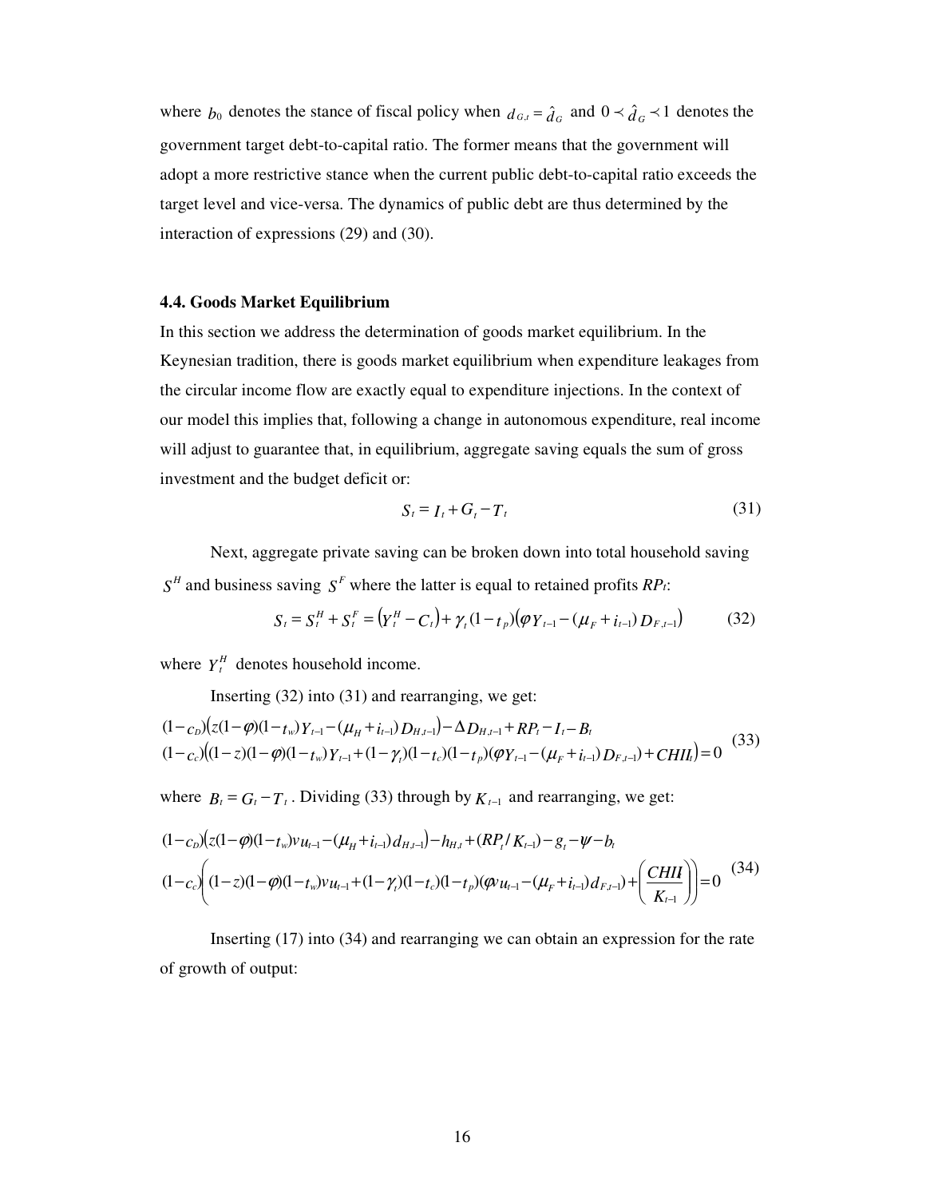where $b_0$ denotes the stance of fiscal policy when $d_{G,t} = \hat{d}_G$ and $0 \prec \hat{d}_G \prec 1$ denotes the government target debt-to-capital ratio. The former means that the government will adopt a more restrictive stance when the current public debt-to-capital ratio exceeds the target level and vice-versa. The dynamics of public debt are thus determined by the interaction of expressions (29) and (30).

#### 4.4. Goods Market Equilibrium

In this section we address the determination of goods market equilibrium. In the Keynesian tradition, there is goods market equilibrium when expenditure leakages from the circular income flow are exactly equal to expenditure injections. In the context of our model this implies that, following a change in autonomous expenditure, real income will adjust to guarantee that, in equilibrium, aggregate saving equals the sum of gross investment and the budget deficit or:

$$S_t = I_t + G_t - T_t \tag{31}$$

Next, aggregate private saving can be broken down into total household saving $S^H$ and business saving $S^F$ where the latter is equal to retained profits $RP_t$:

$$S_t = S_t^H + S_t^F = \left(Y_t^H - C_t\right) + \gamma_t (1 - t_p)\left(\varphi Y_{t-1} - (\mu_F + i_{t-1}) D_{F,t-1}\right) \tag{32}$$

where $Y_t^H$ denotes household income.

Inserting (32) into (31) and rearranging, we get:

$$\begin{aligned}
&(1-c_D)\left(z(1-\varphi)(1-t_w)Y_{t-1} - (\mu_H + i_{t-1})D_{H,t-1}\right) - \Delta D_{H,t-1} + RP_t - I_t - B_t \\
&(1-c_c)\left((1-z)(1-\varphi)(1-t_w)Y_{t-1} + (1-\gamma_t)(1-t_c)(1-t_p)(\varphi Y_{t-1} - (\mu_F + i_{t-1})D_{F,t-1}) + CHII_t\right) = 0
\end{aligned} \tag{33}$$

where $B_t = G_t - T_t$. Dividing (33) through by $K_{t-1}$ and rearranging, we get:

$$\begin{aligned}
&(1-c_D)\left(z(1-\varphi)(1-t_w)vu_{t-1} - (\mu_H + i_{t-1})d_{H,t-1}\right) - h_{H,t} + (RP_t / K_{t-1}) - g_t - \psi - b_t \\
&(1-c_c)\left((1-z)(1-\varphi)(1-t_w)vu_{t-1} + (1-\gamma_t)(1-t_c)(1-t_p)(\varphi v u_{t-1} - (\mu_F + i_{t-1})d_{F,t-1}) + \left(\frac{CHII}{K_{t-1}}\right)\right) = 0
\end{aligned} \tag{34}$$

Inserting (17) into (34) and rearranging we can obtain an expression for the rate of growth of output: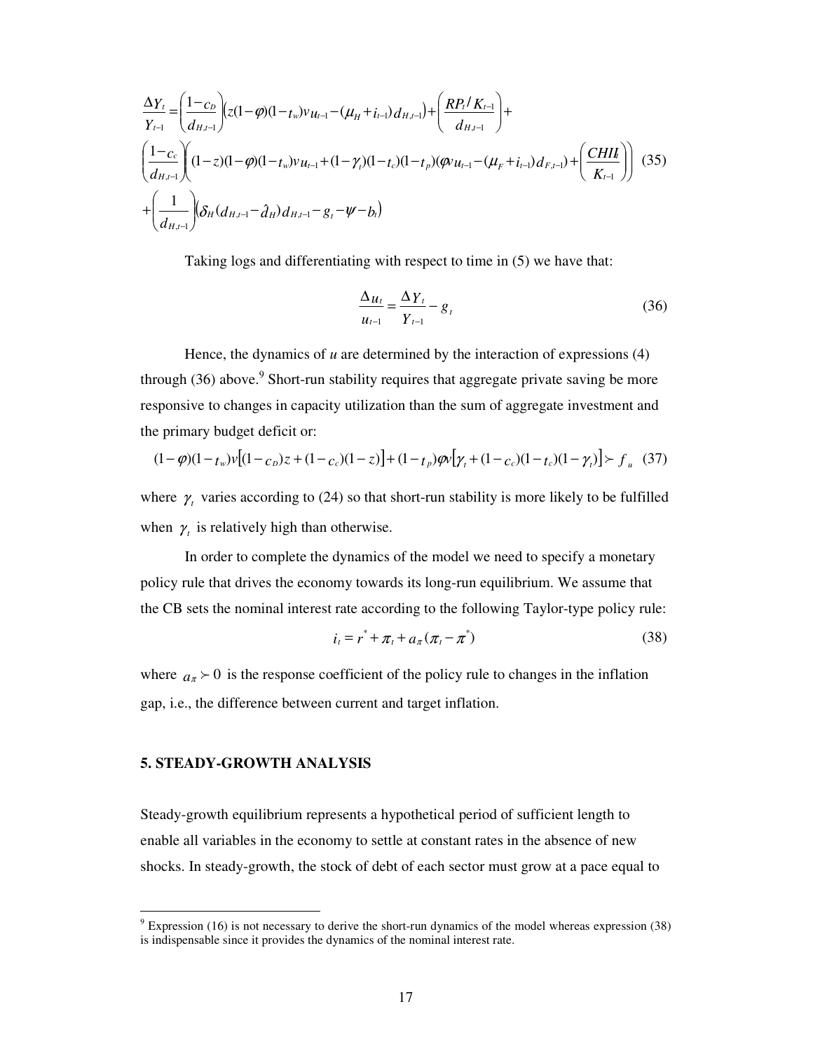$$
\begin{aligned}
\frac{\Delta Y_t}{Y_{t-1}} = & \left(\frac{1-c_D}{d_{H,t-1}}\right)\left(z(1-\varphi)(1-t_w)vu_{t-1}-(\mu_H+i_{t-1})d_{H,t-1}\right)+\left(\frac{RP_t/K_{t-1}}{d_{H,t-1}}\right)+ \\
& \left(\frac{1-c_c}{d_{H,t-1}}\right)\left((1-z)(1-\varphi)(1-t_w)vu_{t-1}+(1-\gamma_t)(1-t_c)(1-t_p)(\varphi vu_{t-1}-(\mu_F+i_{t-1})d_{F,t-1})+\left(\frac{CHII_t}{K_{t-1}}\right)\right) \\
& +\left(\frac{1}{d_{H,t-1}}\right)\left(\delta_H(d_{H,t-1}-\hat{d}_H)d_{H,t-1}-g_t-\psi-b_t\right)
\end{aligned}
\quad (35)
$$

Taking logs and differentiating with respect to time in (5) we have that:

$$
\frac{\Delta u_t}{u_{t-1}} = \frac{\Delta Y_t}{Y_{t-1}} - g_t \quad (36)
$$

Hence, the dynamics of *u* are determined by the interaction of expressions (4) through (36) above.[9] Short-run stability requires that aggregate private saving be more responsive to changes in capacity utilization than the sum of aggregate investment and the primary budget deficit or:

$$
(1-\varphi)(1-t_w)v\left[(1-c_D)z+(1-c_c)(1-z)\right]+(1-t_p)\varphi v\left[\gamma_t+(1-c_c)(1-t_c)(1-\gamma_t)\right] \succ f_u \quad (37)
$$

where $\gamma_t$ varies according to (24) so that short-run stability is more likely to be fulfilled when $\gamma_t$ is relatively high than otherwise.

In order to complete the dynamics of the model we need to specify a monetary policy rule that drives the economy towards its long-run equilibrium. We assume that the CB sets the nominal interest rate according to the following Taylor-type policy rule:

$$
i_t = r^* + \pi_t + a_\pi(\pi_t - \pi^*) \quad (38)
$$

where $a_\pi \succ 0$ is the response coefficient of the policy rule to changes in the inflation gap, i.e., the difference between current and target inflation.

## 5. STEADY-GROWTH ANALYSIS

Steady-growth equilibrium represents a hypothetical period of sufficient length to enable all variables in the economy to settle at constant rates in the absence of new shocks. In steady-growth, the stock of debt of each sector must grow at a pace equal to

---

[9] Expression (16) is not necessary to derive the short-run dynamics of the model whereas expression (38) is indispensable since it provides the dynamics of the nominal interest rate.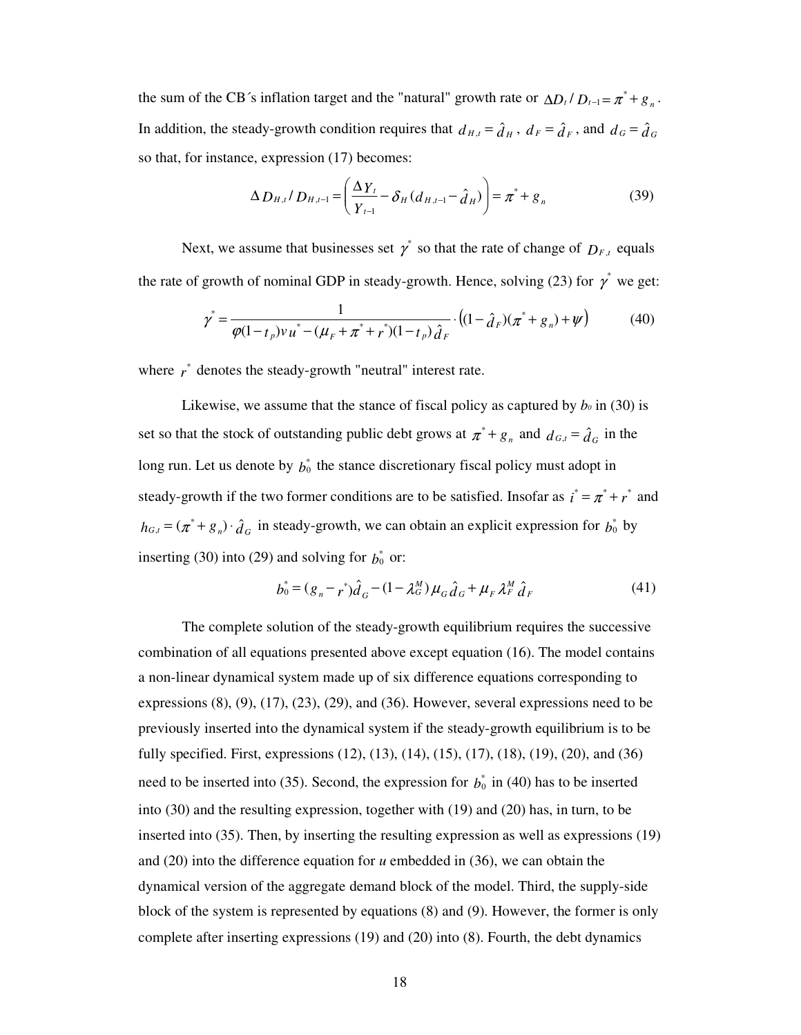the sum of the CB´s inflation target and the "natural" growth rate or $\Delta D_t / D_{t-1} = \pi^* + g_n$. In addition, the steady-growth condition requires that $d_{H,t} = \hat{d}_H$, $d_F = \hat{d}_F$, and $d_G = \hat{d}_G$ so that, for instance, expression (17) becomes:

$$\Delta D_{H,t} / D_{H,t-1} = \left( \frac{\Delta Y_t}{Y_{t-1}} - \delta_H (d_{H,t-1} - \hat{d}_H) \right) = \pi^* + g_n \tag{39}$$

Next, we assume that businesses set $\gamma^*$ so that the rate of change of $D_{F,t}$ equals the rate of growth of nominal GDP in steady-growth. Hence, solving (23) for $\gamma^*$ we get:

$$\gamma^* = \frac{1}{\varphi(1-t_p)vu^* - (\mu_F + \pi^* + r^*)(1-t_p)\hat{d}_F} \cdot \left( (1-\hat{d}_F)(\pi^* + g_n) + \psi \right) \tag{40}$$

where $r^*$ denotes the steady-growth "neutral" interest rate.

Likewise, we assume that the stance of fiscal policy as captured by $b_0$ in (30) is set so that the stock of outstanding public debt grows at $\pi^* + g_n$ and $d_{G,t} = \hat{d}_G$ in the long run. Let us denote by $b_0^*$ the stance discretionary fiscal policy must adopt in steady-growth if the two former conditions are to be satisfied. Insofar as $i^* = \pi^* + r^*$ and $h_{G,t} = (\pi^* + g_n) \cdot \hat{d}_G$ in steady-growth, we can obtain an explicit expression for $b_0^*$ by inserting (30) into (29) and solving for $b_0^*$ or:

$$b_0^* = (g_n - r^*)\hat{d}_G - (1-\lambda_G^M)\mu_G \hat{d}_G + \mu_F \lambda_F^M \hat{d}_F \tag{41}$$

The complete solution of the steady-growth equilibrium requires the successive combination of all equations presented above except equation (16). The model contains a non-linear dynamical system made up of six difference equations corresponding to expressions (8), (9), (17), (23), (29), and (36). However, several expressions need to be previously inserted into the dynamical system if the steady-growth equilibrium is to be fully specified. First, expressions (12), (13), (14), (15), (17), (18), (19), (20), and (36) need to be inserted into (35). Second, the expression for $b_0^*$ in (40) has to be inserted into (30) and the resulting expression, together with (19) and (20) has, in turn, to be inserted into (35). Then, by inserting the resulting expression as well as expressions (19) and (20) into the difference equation for *u* embedded in (36), we can obtain the dynamical version of the aggregate demand block of the model. Third, the supply-side block of the system is represented by equations (8) and (9). However, the former is only complete after inserting expressions (19) and (20) into (8). Fourth, the debt dynamics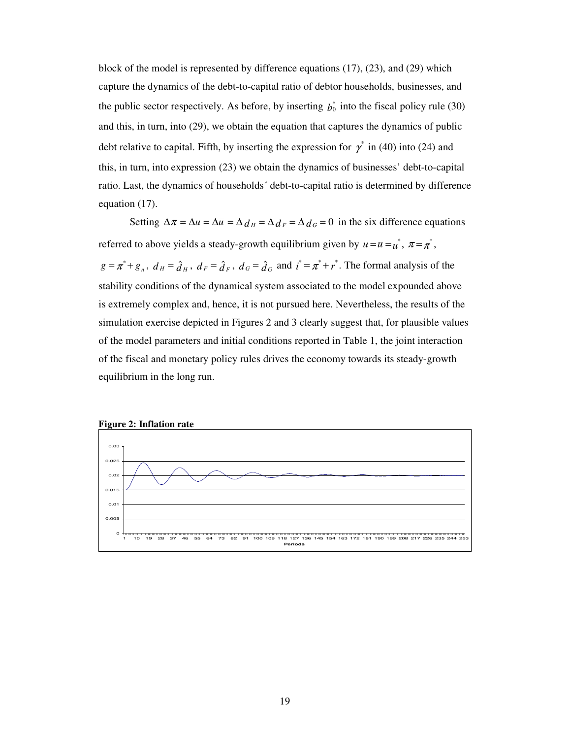block of the model is represented by difference equations (17), (23), and (29) which capture the dynamics of the debt-to-capital ratio of debtor households, businesses, and the public sector respectively. As before, by inserting $b_0^*$ into the fiscal policy rule (30) and this, in turn, into (29), we obtain the equation that captures the dynamics of public debt relative to capital. Fifth, by inserting the expression for $\gamma^*$ in (40) into (24) and this, in turn, into expression (23) we obtain the dynamics of businesses' debt-to-capital ratio. Last, the dynamics of households´ debt-to-capital ratio is determined by difference equation (17).

Setting $\Delta\pi = \Delta u = \Delta\overline{u} = \Delta d_H = \Delta d_F = \Delta d_G = 0$ in the six difference equations referred to above yields a steady-growth equilibrium given by $u = \overline{u} = u^*$, $\pi = \pi^*$, $g = \pi^* + g_n$, $d_H = \hat{d}_H$, $d_F = \hat{d}_F$, $d_G = \hat{d}_G$ and $i^* = \pi^* + r^*$. The formal analysis of the stability conditions of the dynamical system associated to the model expounded above is extremely complex and, hence, it is not pursued here. Nevertheless, the results of the simulation exercise depicted in Figures 2 and 3 clearly suggest that, for plausible values of the model parameters and initial conditions reported in Table 1, the joint interaction of the fiscal and monetary policy rules drives the economy towards its steady-growth equilibrium in the long run.

**Figure 2: Inflation rate**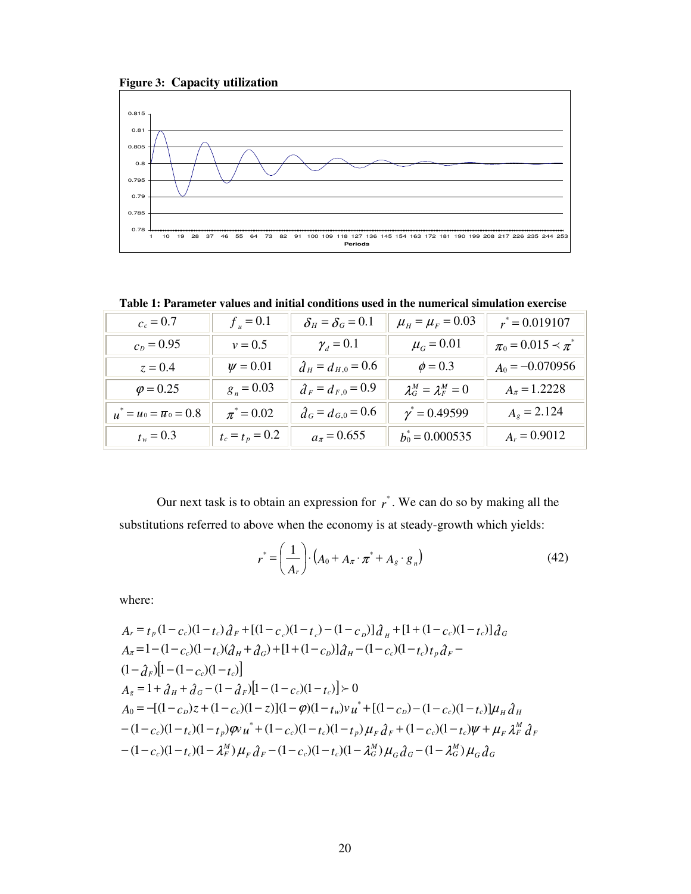**Figure 3: Capacity utilization**

**Table 1: Parameter values and initial conditions used in the numerical simulation exercise**

| | | | | |
|---|---|---|---|---|
| $c_c = 0.7$ | $f_u = 0.1$ | $\delta_H = \delta_G = 0.1$ | $\mu_H = \mu_F = 0.03$ | $r^* = 0.019107$ |
| $c_D = 0.95$ | $v = 0.5$ | $\gamma_d = 0.1$ | $\mu_G = 0.01$ | $\pi_0 = 0.015 \prec \pi^*$ |
| $z = 0.4$ | $\psi = 0.01$ | $\hat{d}_H = d_{H,0} = 0.6$ | $\phi = 0.3$ | $A_0 = -0.070956$ |
| $\varphi = 0.25$ | $g_n = 0.03$ | $\hat{d}_F = d_{F,0} = 0.9$ | $\lambda_G^M = \lambda_F^M = 0$ | $A_\pi = 1.2228$ |
| $u^* = u_0 = \pi_0 = 0.8$ | $\pi^* = 0.02$ | $\hat{d}_G = d_{G,0} = 0.6$ | $\gamma^* = 0.49599$ | $A_g = 2.124$ |
| $t_w = 0.3$ | $t_c = t_p = 0.2$ | $a_\pi = 0.655$ | $b_0^* = 0.000535$ | $A_r = 0.9012$ |

Our next task is to obtain an expression for $r^*$. We can do so by making all the substitutions referred to above when the economy is at steady-growth which yields:

$$r^* = \left(\frac{1}{A_r}\right) \cdot \left(A_0 + A_\pi \cdot \pi^* + A_g \cdot g_n\right) \tag{42}$$

where:

$$A_r = t_p(1-c_c)(1-t_c)\hat{d}_F + [(1-c_c)(1-t_c)-(1-c_D)]\hat{d}_H + [1+(1-c_c)(1-t_c)]\hat{d}_G$$

$$A_\pi = 1-(1-c_c)(1-t_c)(\hat{d}_H + \hat{d}_G) + [1+(1-c_D)]\hat{d}_H - (1-c_c)(1-t_c)t_p\hat{d}_F - (1-\hat{d}_F)[1-(1-c_c)(1-t_c)]$$

$$A_g = 1 + \hat{d}_H + \hat{d}_G - (1-\hat{d}_F)[1-(1-c_c)(1-t_c)] \succ 0$$

$$\begin{aligned} A_0 = &-[(1-c_D)z + (1-c_c)(1-z)](1-\varphi)(1-t_w)vu^* + [(1-c_D)-(1-c_c)(1-t_c)]\mu_H\hat{d}_H \\ &-(1-c_c)(1-t_c)(1-t_p)\varphi v u^* + (1-c_c)(1-t_c)(1-t_p)\mu_F\hat{d}_F + (1-c_c)(1-t_c)\psi + \mu_F\lambda_F^M\hat{d}_F \\ &-(1-c_c)(1-t_c)(1-\lambda_F^M)\mu_F\hat{d}_F - (1-c_c)(1-t_c)(1-\lambda_G^M)\mu_G\hat{d}_G - (1-\lambda_G^M)\mu_G\hat{d}_G \end{aligned}$$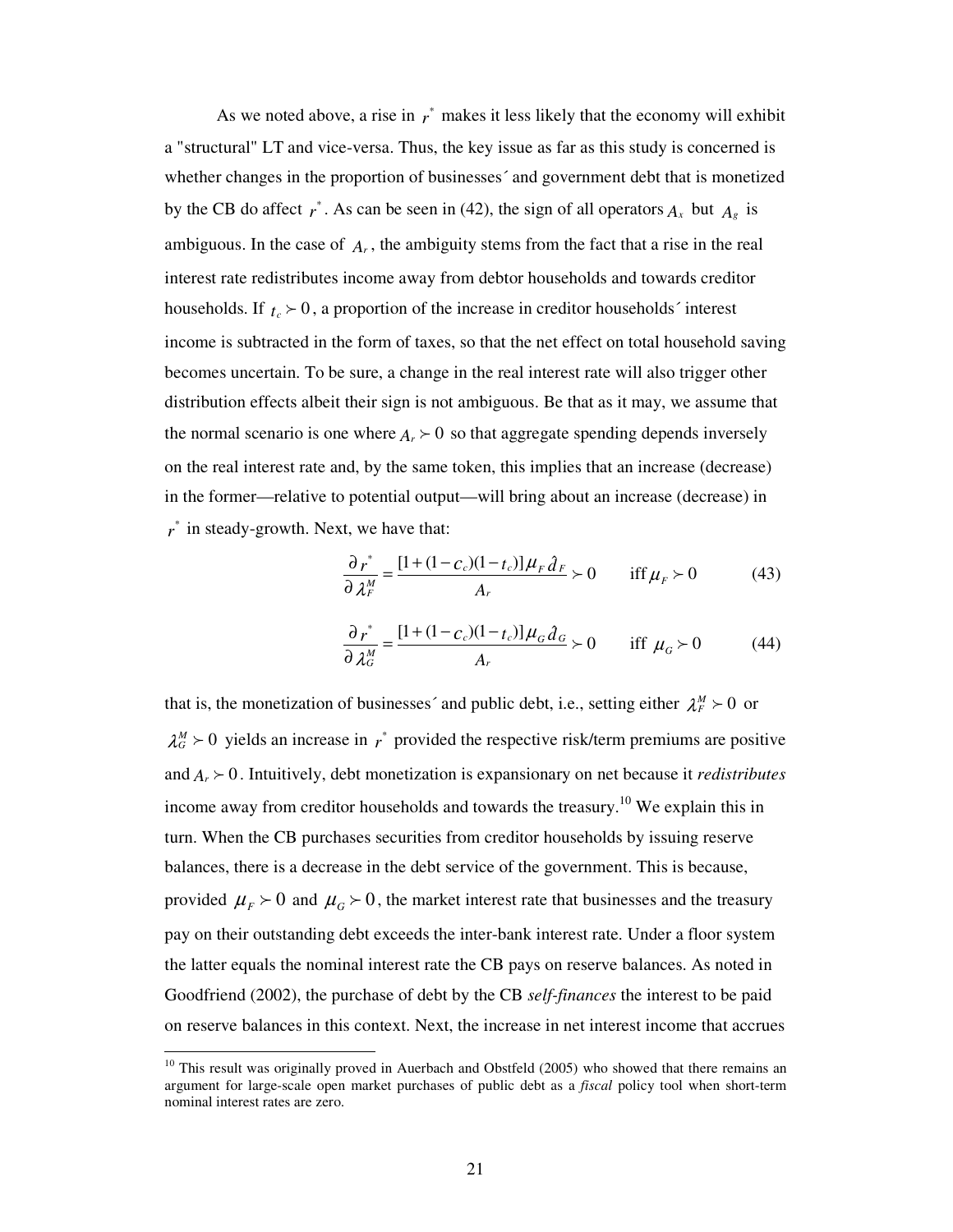As we noted above, a rise in $r^*$ makes it less likely that the economy will exhibit a "structural" LT and vice-versa. Thus, the key issue as far as this study is concerned is whether changes in the proportion of businesses´ and government debt that is monetized by the CB do affect $r^*$. As can be seen in (42), the sign of all operators $A_x$ but $A_g$ is ambiguous. In the case of $A_r$, the ambiguity stems from the fact that a rise in the real interest rate redistributes income away from debtor households and towards creditor households. If $t_c \succ 0$, a proportion of the increase in creditor households´ interest income is subtracted in the form of taxes, so that the net effect on total household saving becomes uncertain. To be sure, a change in the real interest rate will also trigger other distribution effects albeit their sign is not ambiguous. Be that as it may, we assume that the normal scenario is one where $A_r \succ 0$ so that aggregate spending depends inversely on the real interest rate and, by the same token, this implies that an increase (decrease) in the former—relative to potential output—will bring about an increase (decrease) in $r^*$ in steady-growth. Next, we have that:

$$\frac{\partial r^*}{\partial \lambda_F^M} = \frac{[1+(1-c_c)(1-t_c)]\mu_F \hat{d}_F}{A_r} \succ 0 \qquad \text{iff } \mu_F \succ 0 \tag{43}$$

$$\frac{\partial r^*}{\partial \lambda_G^M} = \frac{[1+(1-c_c)(1-t_c)]\mu_G \hat{d}_G}{A_r} \succ 0 \qquad \text{iff } \mu_G \succ 0 \tag{44}$$

that is, the monetization of businesses´ and public debt, i.e., setting either $\lambda_F^M \succ 0$ or $\lambda_G^M \succ 0$ yields an increase in $r^*$ provided the respective risk/term premiums are positive and $A_r \succ 0$. Intuitively, debt monetization is expansionary on net because it *redistributes* income away from creditor households and towards the treasury.[10] We explain this in turn. When the CB purchases securities from creditor households by issuing reserve balances, there is a decrease in the debt service of the government. This is because, provided $\mu_F \succ 0$ and $\mu_G \succ 0$, the market interest rate that businesses and the treasury pay on their outstanding debt exceeds the inter-bank interest rate. Under a floor system the latter equals the nominal interest rate the CB pays on reserve balances. As noted in Goodfriend (2002), the purchase of debt by the CB *self-finances* the interest to be paid on reserve balances in this context. Next, the increase in net interest income that accrues

[10] This result was originally proved in Auerbach and Obstfeld (2005) who showed that there remains an argument for large-scale open market purchases of public debt as a *fiscal* policy tool when short-term nominal interest rates are zero.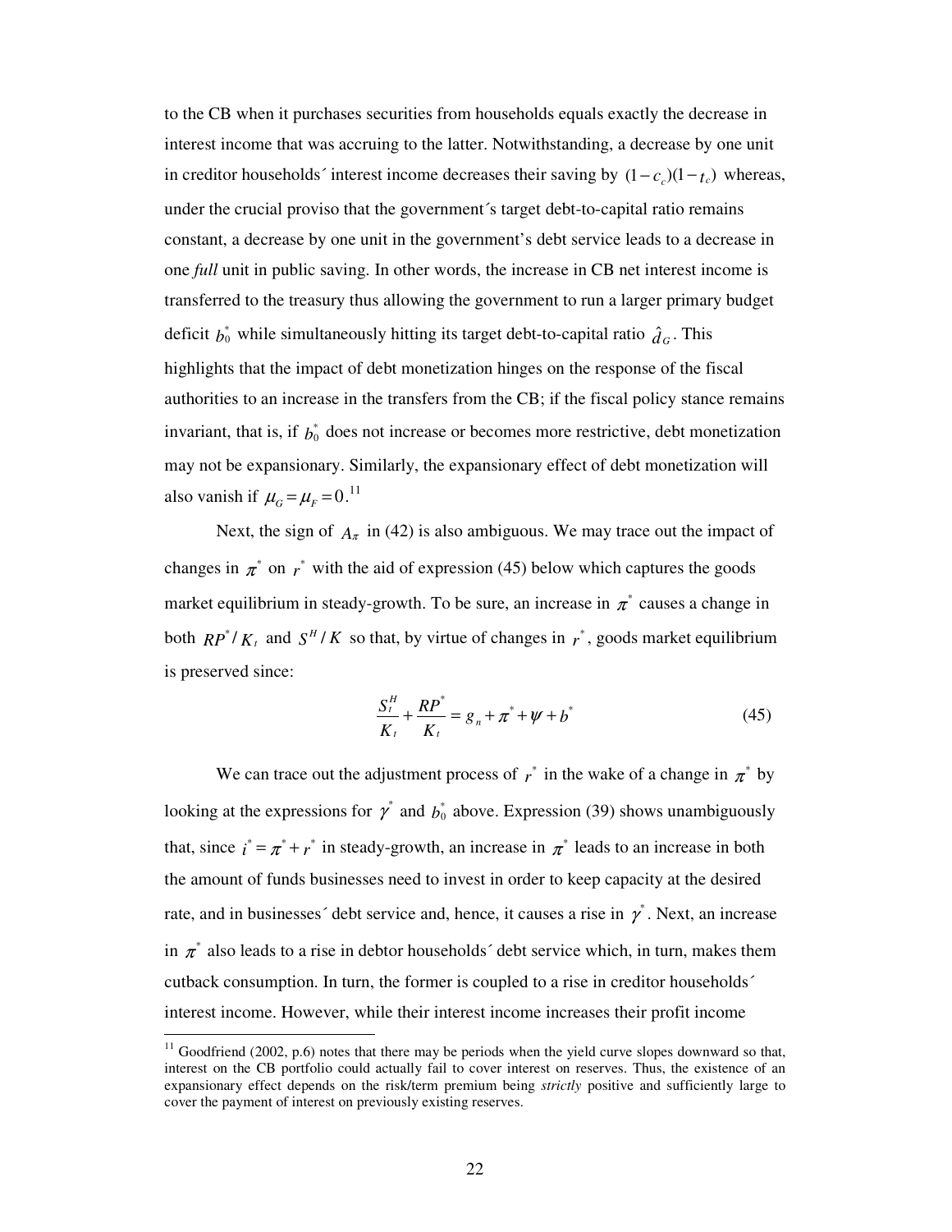to the CB when it purchases securities from households equals exactly the decrease in interest income that was accruing to the latter. Notwithstanding, a decrease by one unit in creditor households´ interest income decreases their saving by $(1-c_c)(1-t_c)$ whereas, under the crucial proviso that the government´s target debt-to-capital ratio remains constant, a decrease by one unit in the government's debt service leads to a decrease in one *full* unit in public saving. In other words, the increase in CB net interest income is transferred to the treasury thus allowing the government to run a larger primary budget deficit $b_0^*$ while simultaneously hitting its target debt-to-capital ratio $\hat{d}_G$. This highlights that the impact of debt monetization hinges on the response of the fiscal authorities to an increase in the transfers from the CB; if the fiscal policy stance remains invariant, that is, if $b_0^*$ does not increase or becomes more restrictive, debt monetization may not be expansionary. Similarly, the expansionary effect of debt monetization will also vanish if $\mu_G = \mu_F = 0$.[11]

Next, the sign of $A_\pi$ in (42) is also ambiguous. We may trace out the impact of changes in $\pi^*$ on $r^*$ with the aid of expression (45) below which captures the goods market equilibrium in steady-growth. To be sure, an increase in $\pi^*$ causes a change in both $RP^*/K_t$ and $S^H/K$ so that, by virtue of changes in $r^*$, goods market equilibrium is preserved since:

$$\frac{S_t^H}{K_t} + \frac{RP^*}{K_t} = g_n + \pi^* + \psi + b^* \tag{45}$$

We can trace out the adjustment process of $r^*$ in the wake of a change in $\pi^*$ by looking at the expressions for $\gamma^*$ and $b_0^*$ above. Expression (39) shows unambiguously that, since $i^* = \pi^* + r^*$ in steady-growth, an increase in $\pi^*$ leads to an increase in both the amount of funds businesses need to invest in order to keep capacity at the desired rate, and in businesses´ debt service and, hence, it causes a rise in $\gamma^*$. Next, an increase in $\pi^*$ also leads to a rise in debtor households´ debt service which, in turn, makes them cutback consumption. In turn, the former is coupled to a rise in creditor households´ interest income. However, while their interest income increases their profit income

[11] Goodfriend (2002, p.6) notes that there may be periods when the yield curve slopes downward so that, interest on the CB portfolio could actually fail to cover interest on reserves. Thus, the existence of an expansionary effect depends on the risk/term premium being *strictly* positive and sufficiently large to cover the payment of interest on previously existing reserves.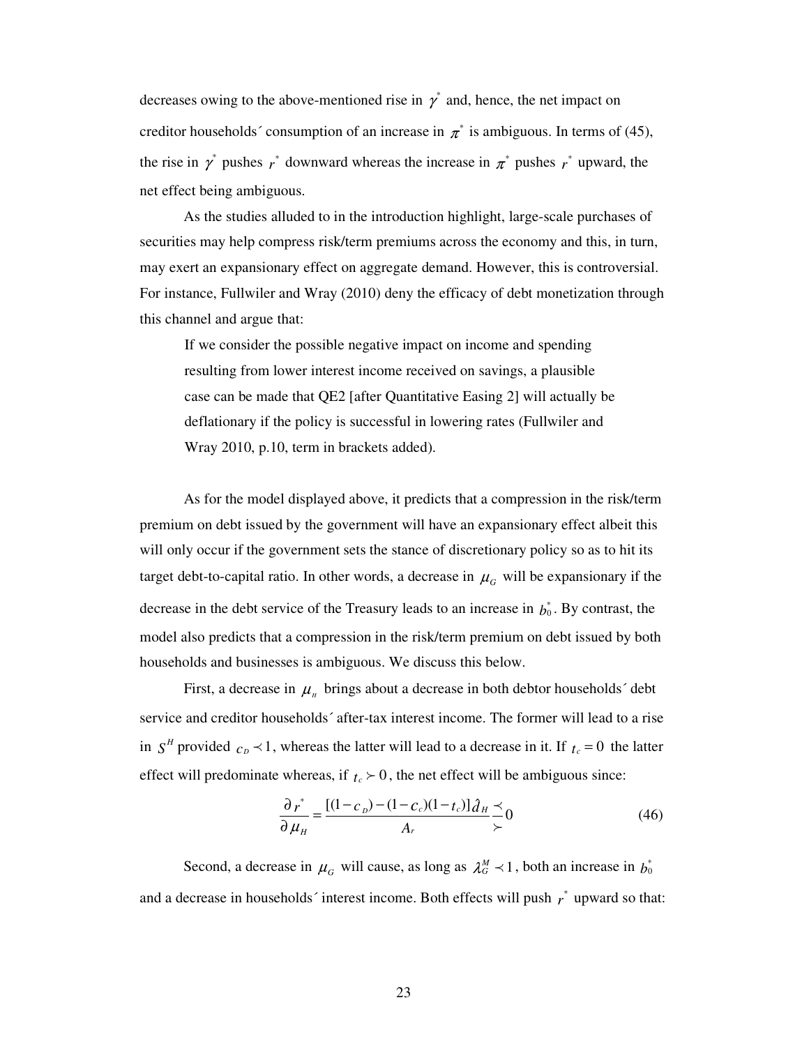decreases owing to the above-mentioned rise in $\gamma^*$ and, hence, the net impact on creditor households´ consumption of an increase in $\pi^*$ is ambiguous. In terms of (45), the rise in $\gamma^*$ pushes $r^*$ downward whereas the increase in $\pi^*$ pushes $r^*$ upward, the net effect being ambiguous.

As the studies alluded to in the introduction highlight, large-scale purchases of securities may help compress risk/term premiums across the economy and this, in turn, may exert an expansionary effect on aggregate demand. However, this is controversial. For instance, Fullwiler and Wray (2010) deny the efficacy of debt monetization through this channel and argue that:

> If we consider the possible negative impact on income and spending resulting from lower interest income received on savings, a plausible case can be made that QE2 [after Quantitative Easing 2] will actually be deflationary if the policy is successful in lowering rates (Fullwiler and Wray 2010, p.10, term in brackets added).

As for the model displayed above, it predicts that a compression in the risk/term premium on debt issued by the government will have an expansionary effect albeit this will only occur if the government sets the stance of discretionary policy so as to hit its target debt-to-capital ratio. In other words, a decrease in $\mu_G$ will be expansionary if the decrease in the debt service of the Treasury leads to an increase in $b_0^*$. By contrast, the model also predicts that a compression in the risk/term premium on debt issued by both households and businesses is ambiguous. We discuss this below.

First, a decrease in $\mu_H$ brings about a decrease in both debtor households´ debt service and creditor households´ after-tax interest income. The former will lead to a rise in $S^H$ provided $c_D \prec 1$, whereas the latter will lead to a decrease in it. If $t_c = 0$ the latter effect will predominate whereas, if $t_c \succ 0$, the net effect will be ambiguous since:

$$\frac{\partial r^*}{\partial \mu_H} = \frac{[(1-c_D)-(1-c_c)(1-t_c)]\hat{d}_H}{A_r} \overset{\prec}{\underset{\succ}{=}} 0 \tag{46}$$

Second, a decrease in $\mu_G$ will cause, as long as $\lambda_G^M \prec 1$, both an increase in $b_0^*$ and a decrease in households´ interest income. Both effects will push $r^*$ upward so that: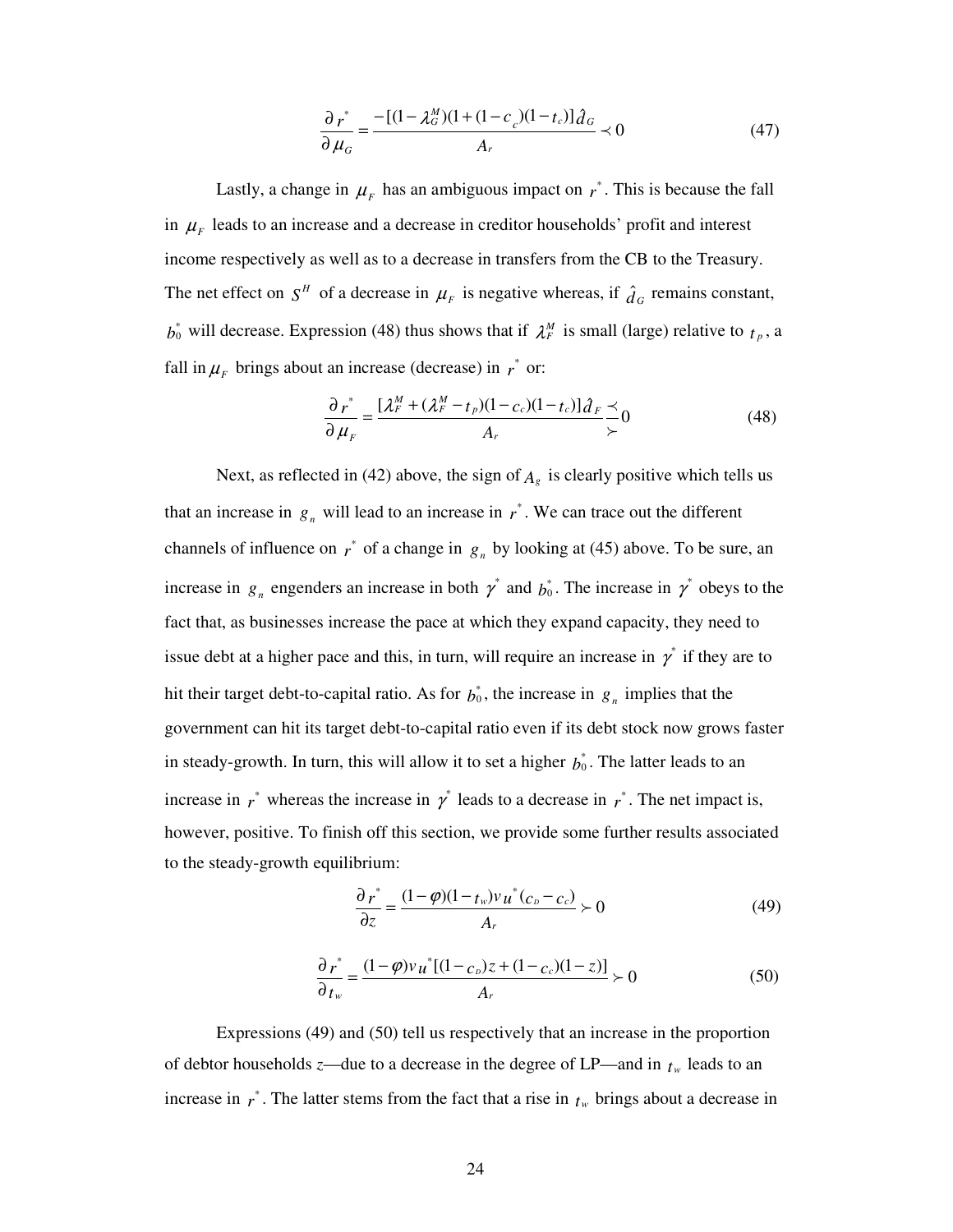$$\frac{\partial r^*}{\partial \mu_G} = \frac{-[(1-\lambda_G^M)(1+(1-c_c)(1-t_c)]\hat{d}_G}{A_r} \prec 0 \tag{47}$$

Lastly, a change in $\mu_F$ has an ambiguous impact on $r^*$. This is because the fall in $\mu_F$ leads to an increase and a decrease in creditor households' profit and interest income respectively as well as to a decrease in transfers from the CB to the Treasury. The net effect on $S^H$ of a decrease in $\mu_F$ is negative whereas, if $\hat{d}_G$ remains constant, $b_0^*$ will decrease. Expression (48) thus shows that if $\lambda_F^M$ is small (large) relative to $t_p$, a fall in $\mu_F$ brings about an increase (decrease) in $r^*$ or:

$$\frac{\partial r^*}{\partial \mu_F} = \frac{[\lambda_F^M + (\lambda_F^M - t_p)(1-c_c)(1-t_c)]\hat{d}_F}{A_r} \begin{matrix} \prec \\ \succ \end{matrix} 0 \tag{48}$$

Next, as reflected in (42) above, the sign of $A_g$ is clearly positive which tells us that an increase in $g_n$ will lead to an increase in $r^*$. We can trace out the different channels of influence on $r^*$ of a change in $g_n$ by looking at (45) above. To be sure, an increase in $g_n$ engenders an increase in both $\gamma^*$ and $b_0^*$. The increase in $\gamma^*$ obeys to the fact that, as businesses increase the pace at which they expand capacity, they need to issue debt at a higher pace and this, in turn, will require an increase in $\gamma^*$ if they are to hit their target debt-to-capital ratio. As for $b_0^*$, the increase in $g_n$ implies that the government can hit its target debt-to-capital ratio even if its debt stock now grows faster in steady-growth. In turn, this will allow it to set a higher $b_0^*$. The latter leads to an increase in $r^*$ whereas the increase in $\gamma^*$ leads to a decrease in $r^*$. The net impact is, however, positive. To finish off this section, we provide some further results associated to the steady-growth equilibrium:

$$\frac{\partial r^*}{\partial z} = \frac{(1-\varphi)(1-t_w)v\,u^*(c_D - c_c)}{A_r} \succ 0 \tag{49}$$

$$\frac{\partial r^*}{\partial t_w} = \frac{(1-\varphi)v\,u^*[(1-c_D)z + (1-c_c)(1-z)]}{A_r} \succ 0 \tag{50}$$

Expressions (49) and (50) tell us respectively that an increase in the proportion of debtor households *z*—due to a decrease in the degree of LP—and in $t_w$ leads to an increase in $r^*$. The latter stems from the fact that a rise in $t_w$ brings about a decrease in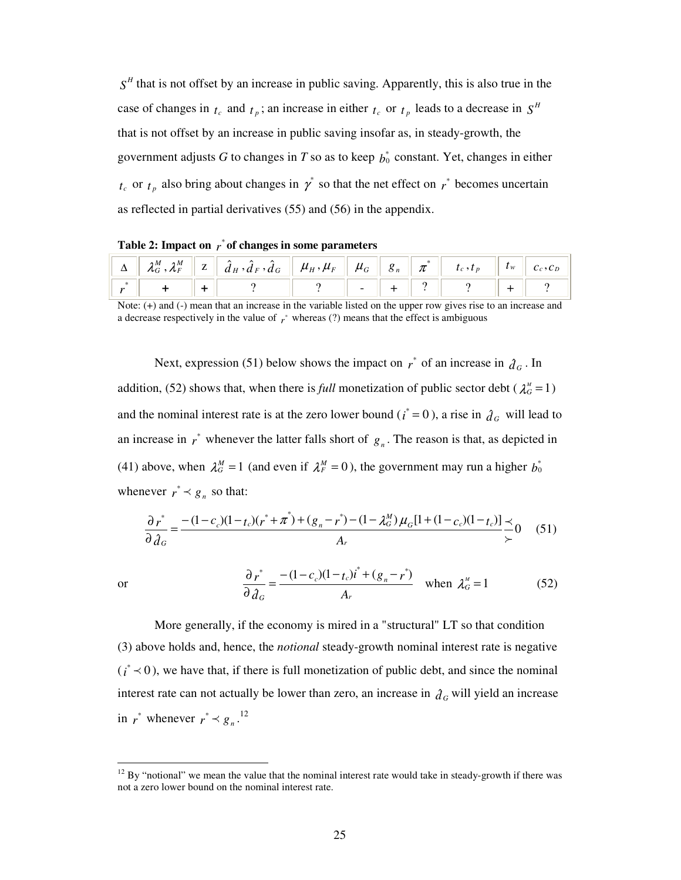$S^H$ that is not offset by an increase in public saving. Apparently, this is also true in the case of changes in $t_c$ and $t_p$; an increase in either $t_c$ or $t_p$ leads to a decrease in $S^H$ that is not offset by an increase in public saving insofar as, in steady-growth, the government adjusts *G* to changes in *T* so as to keep $b_0^*$ constant. Yet, changes in either $t_c$ or $t_p$ also bring about changes in $\gamma^*$ so that the net effect on $r^*$ becomes uncertain as reflected in partial derivatives (55) and (56) in the appendix.

**Table 2: Impact on $r^*$ of changes in some parameters**

| $\Delta$ | $\lambda_G^M, \lambda_F^M$ | z | $\hat{d}_H, \hat{d}_F, \hat{d}_G$ | $\mu_H, \mu_F$ | $\mu_G$ | $g_n$ | $\pi^*$ | $t_c, t_p$ | $t_w$ | $c_c, c_D$ |
|---|---|---|---|---|---|---|---|---|---|---|
| $r^*$ | + | + | ? | ? | - | + | ? | ? | + | ? |

Note: (+) and (-) mean that an increase in the variable listed on the upper row gives rise to an increase and a decrease respectively in the value of $r^*$ whereas (?) means that the effect is ambiguous

Next, expression (51) below shows the impact on $r^*$ of an increase in $\hat{d}_G$. In addition, (52) shows that, when there is *full* monetization of public sector debt ($\lambda_G^M = 1$) and the nominal interest rate is at the zero lower bound ($i^* = 0$), a rise in $\hat{d}_G$ will lead to an increase in $r^*$ whenever the latter falls short of $g_n$. The reason is that, as depicted in (41) above, when $\lambda_G^M = 1$ (and even if $\lambda_F^M = 0$), the government may run a higher $b_0^*$ whenever $r^* \prec g_n$ so that:

$$\frac{\partial r^*}{\partial \hat{d}_G} = \frac{-(1-c_c)(1-t_c)(r^*+\pi^*)+(g_n-r^*)-(1-\lambda_G^M)\mu_G[1+(1-c_c)(1-t_c)]}{A_r} \begin{matrix} \prec \\ \succ \end{matrix} 0 \quad (51)$$

or

$$\frac{\partial r^*}{\partial \hat{d}_G} = \frac{-(1-c_c)(1-t_c)i^*+(g_n-r^*)}{A_r} \quad \text{when } \lambda_G^M = 1 \quad (52)$$

More generally, if the economy is mired in a "structural" LT so that condition (3) above holds and, hence, the *notional* steady-growth nominal interest rate is negative ($i^* \prec 0$), we have that, if there is full monetization of public debt, and since the nominal interest rate can not actually be lower than zero, an increase in $\hat{d}_G$ will yield an increase in $r^*$ whenever $r^* \prec g_n$.[12]

[12] By "notional" we mean the value that the nominal interest rate would take in steady-growth if there was not a zero lower bound on the nominal interest rate.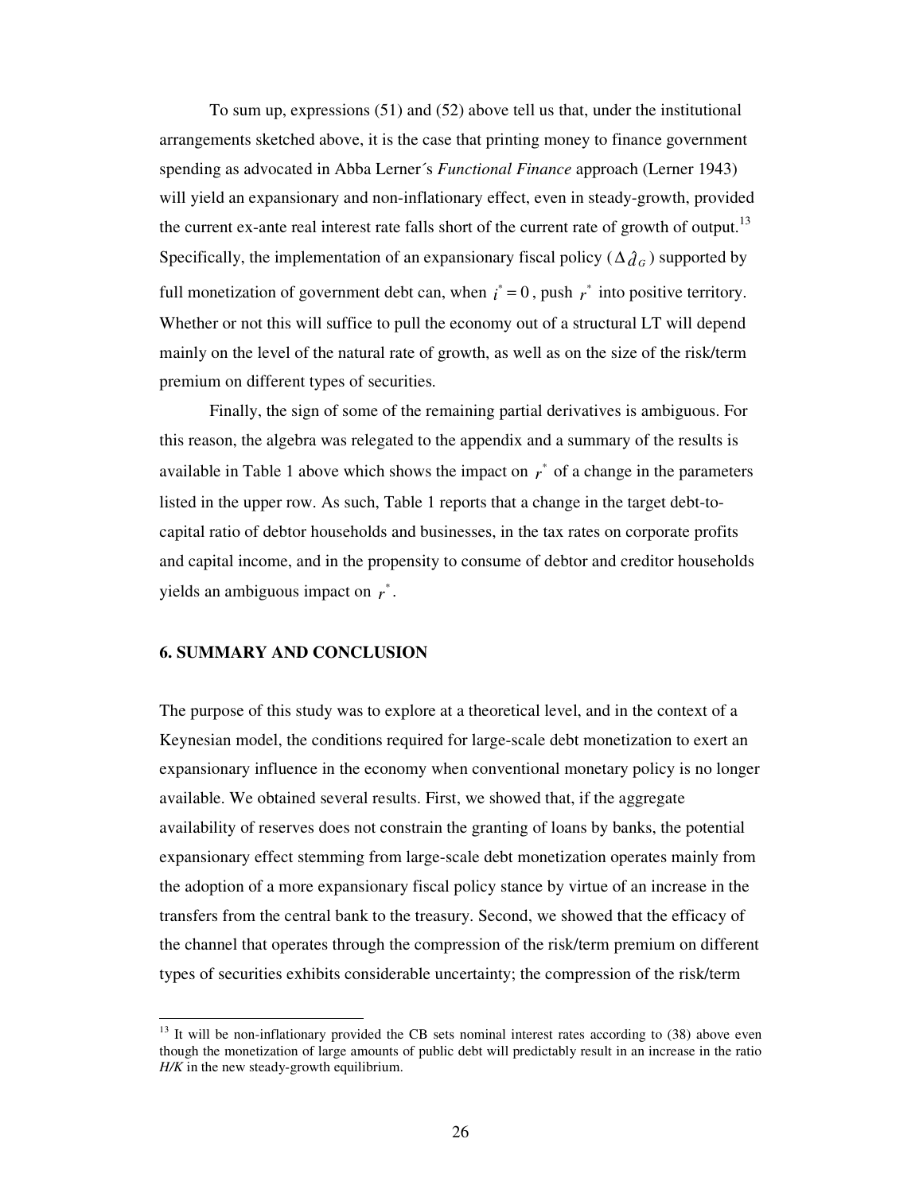To sum up, expressions (51) and (52) above tell us that, under the institutional arrangements sketched above, it is the case that printing money to finance government spending as advocated in Abba Lerner´s *Functional Finance* approach (Lerner 1943) will yield an expansionary and non-inflationary effect, even in steady-growth, provided the current ex-ante real interest rate falls short of the current rate of growth of output.[13] Specifically, the implementation of an expansionary fiscal policy ($\Delta \hat{d}_G$) supported by full monetization of government debt can, when $i^* = 0$, push $r^*$ into positive territory. Whether or not this will suffice to pull the economy out of a structural LT will depend mainly on the level of the natural rate of growth, as well as on the size of the risk/term premium on different types of securities.

Finally, the sign of some of the remaining partial derivatives is ambiguous. For this reason, the algebra was relegated to the appendix and a summary of the results is available in Table 1 above which shows the impact on $r^*$ of a change in the parameters listed in the upper row. As such, Table 1 reports that a change in the target debt-to-capital ratio of debtor households and businesses, in the tax rates on corporate profits and capital income, and in the propensity to consume of debtor and creditor households yields an ambiguous impact on $r^*$.

## 6. SUMMARY AND CONCLUSION

The purpose of this study was to explore at a theoretical level, and in the context of a Keynesian model, the conditions required for large-scale debt monetization to exert an expansionary influence in the economy when conventional monetary policy is no longer available. We obtained several results. First, we showed that, if the aggregate availability of reserves does not constrain the granting of loans by banks, the potential expansionary effect stemming from large-scale debt monetization operates mainly from the adoption of a more expansionary fiscal policy stance by virtue of an increase in the transfers from the central bank to the treasury. Second, we showed that the efficacy of the channel that operates through the compression of the risk/term premium on different types of securities exhibits considerable uncertainty; the compression of the risk/term

[13] It will be non-inflationary provided the CB sets nominal interest rates according to (38) above even though the monetization of large amounts of public debt will predictably result in an increase in the ratio *H/K* in the new steady-growth equilibrium.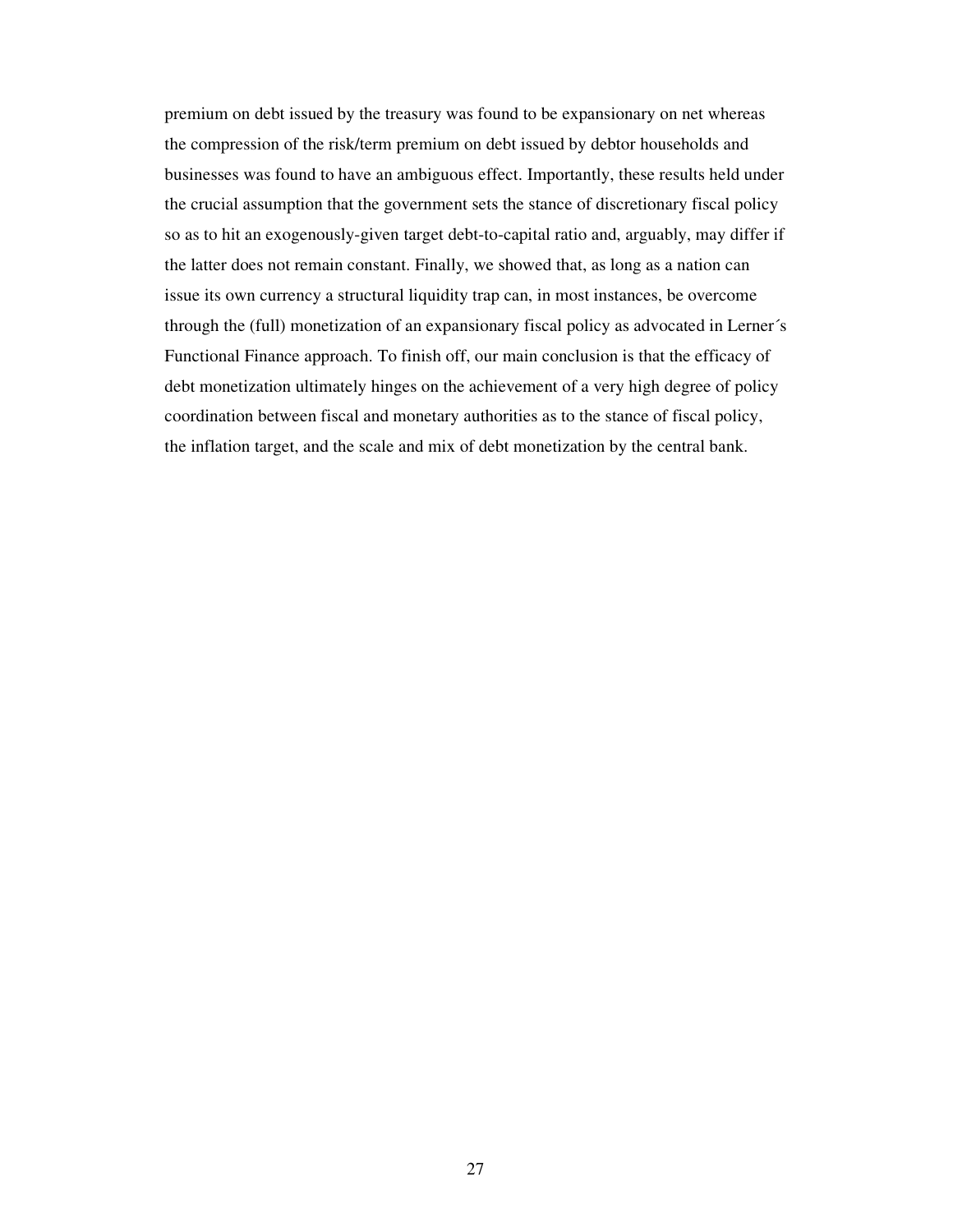premium on debt issued by the treasury was found to be expansionary on net whereas the compression of the risk/term premium on debt issued by debtor households and businesses was found to have an ambiguous effect. Importantly, these results held under the crucial assumption that the government sets the stance of discretionary fiscal policy so as to hit an exogenously-given target debt-to-capital ratio and, arguably, may differ if the latter does not remain constant. Finally, we showed that, as long as a nation can issue its own currency a structural liquidity trap can, in most instances, be overcome through the (full) monetization of an expansionary fiscal policy as advocated in Lerner´s Functional Finance approach. To finish off, our main conclusion is that the efficacy of debt monetization ultimately hinges on the achievement of a very high degree of policy coordination between fiscal and monetary authorities as to the stance of fiscal policy, the inflation target, and the scale and mix of debt monetization by the central bank.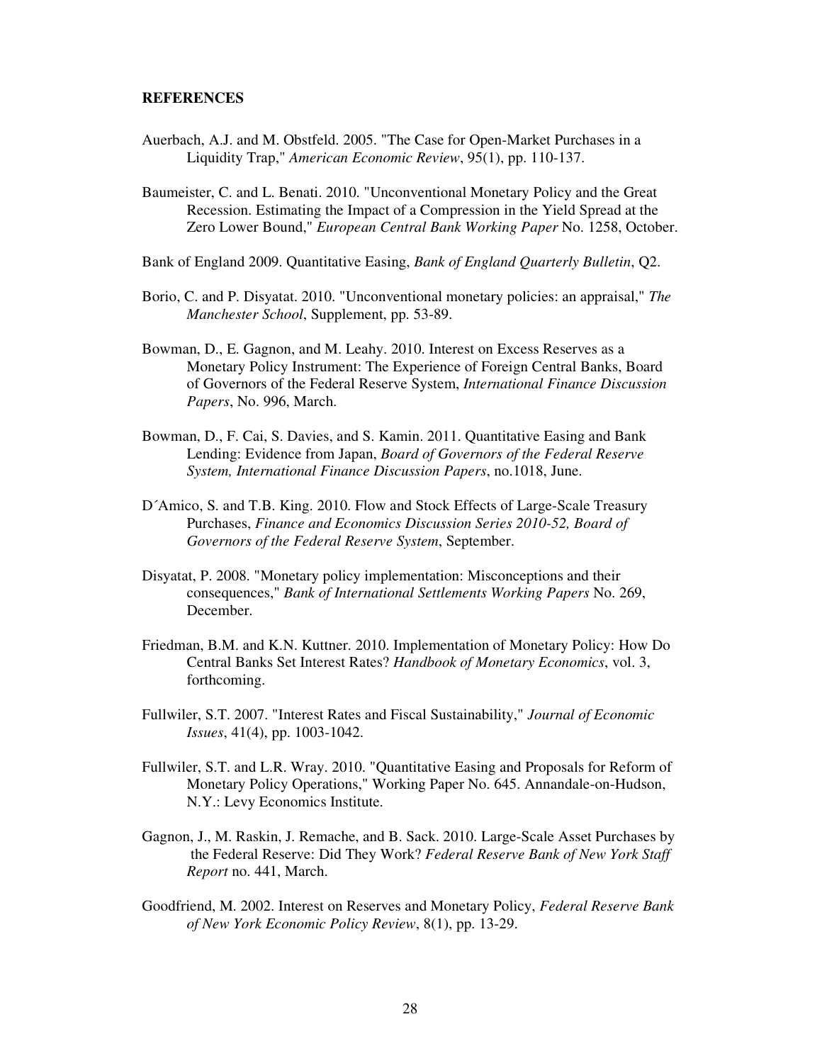**REFERENCES**

Auerbach, A.J. and M. Obstfeld. 2005. "The Case for Open-Market Purchases in a Liquidity Trap," *American Economic Review*, 95(1), pp. 110-137.

Baumeister, C. and L. Benati. 2010. "Unconventional Monetary Policy and the Great Recession. Estimating the Impact of a Compression in the Yield Spread at the Zero Lower Bound," *European Central Bank Working Paper* No. 1258, October.

Bank of England 2009. Quantitative Easing, *Bank of England Quarterly Bulletin*, Q2.

Borio, C. and P. Disyatat. 2010. "Unconventional monetary policies: an appraisal," *The Manchester School*, Supplement, pp. 53-89.

Bowman, D., E. Gagnon, and M. Leahy. 2010. Interest on Excess Reserves as a Monetary Policy Instrument: The Experience of Foreign Central Banks, Board of Governors of the Federal Reserve System, *International Finance Discussion Papers*, No. 996, March.

Bowman, D., F. Cai, S. Davies, and S. Kamin. 2011. Quantitative Easing and Bank Lending: Evidence from Japan, *Board of Governors of the Federal Reserve System, International Finance Discussion Papers*, no.1018, June.

D´Amico, S. and T.B. King. 2010. Flow and Stock Effects of Large-Scale Treasury Purchases, *Finance and Economics Discussion Series 2010-52, Board of Governors of the Federal Reserve System*, September.

Disyatat, P. 2008. "Monetary policy implementation: Misconceptions and their consequences," *Bank of International Settlements Working Papers* No. 269, December.

Friedman, B.M. and K.N. Kuttner. 2010. Implementation of Monetary Policy: How Do Central Banks Set Interest Rates? *Handbook of Monetary Economics*, vol. 3, forthcoming.

Fullwiler, S.T. 2007. "Interest Rates and Fiscal Sustainability," *Journal of Economic Issues*, 41(4), pp. 1003-1042.

Fullwiler, S.T. and L.R. Wray. 2010. "Quantitative Easing and Proposals for Reform of Monetary Policy Operations," Working Paper No. 645. Annandale-on-Hudson, N.Y.: Levy Economics Institute.

Gagnon, J., M. Raskin, J. Remache, and B. Sack. 2010. Large-Scale Asset Purchases by the Federal Reserve: Did They Work? *Federal Reserve Bank of New York Staff Report* no. 441, March.

Goodfriend, M. 2002. Interest on Reserves and Monetary Policy, *Federal Reserve Bank of New York Economic Policy Review*, 8(1), pp. 13-29.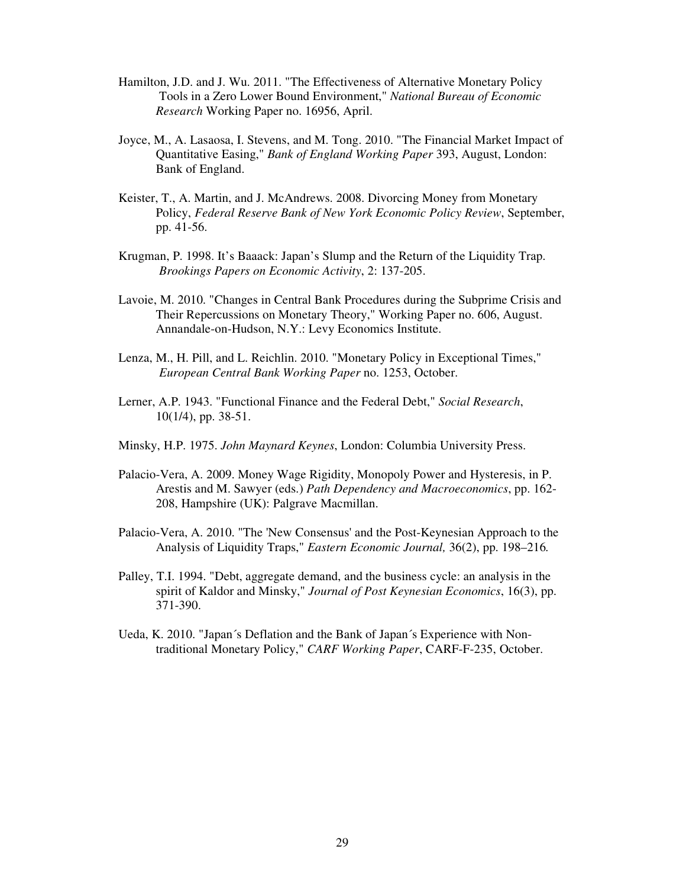Hamilton, J.D. and J. Wu. 2011. "The Effectiveness of Alternative Monetary Policy Tools in a Zero Lower Bound Environment," *National Bureau of Economic Research* Working Paper no. 16956, April.

Joyce, M., A. Lasaosa, I. Stevens, and M. Tong. 2010. "The Financial Market Impact of Quantitative Easing," *Bank of England Working Paper* 393, August, London: Bank of England.

Keister, T., A. Martin, and J. McAndrews. 2008. Divorcing Money from Monetary Policy, *Federal Reserve Bank of New York Economic Policy Review*, September, pp. 41-56.

Krugman, P. 1998. It's Baaack: Japan's Slump and the Return of the Liquidity Trap. *Brookings Papers on Economic Activity*, 2: 137-205.

Lavoie, M. 2010. "Changes in Central Bank Procedures during the Subprime Crisis and Their Repercussions on Monetary Theory," Working Paper no. 606, August. Annandale-on-Hudson, N.Y.: Levy Economics Institute.

Lenza, M., H. Pill, and L. Reichlin. 2010. "Monetary Policy in Exceptional Times," *European Central Bank Working Paper* no. 1253, October.

Lerner, A.P. 1943. "Functional Finance and the Federal Debt," *Social Research*, 10(1/4), pp. 38-51.

Minsky, H.P. 1975. *John Maynard Keynes*, London: Columbia University Press.

Palacio-Vera, A. 2009. Money Wage Rigidity, Monopoly Power and Hysteresis, in P. Arestis and M. Sawyer (eds.) *Path Dependency and Macroeconomics*, pp. 162-208, Hampshire (UK): Palgrave Macmillan.

Palacio-Vera, A. 2010. "The 'New Consensus' and the Post-Keynesian Approach to the Analysis of Liquidity Traps," *Eastern Economic Journal,* 36(2), pp. 198–216*.*

Palley, T.I. 1994. "Debt, aggregate demand, and the business cycle: an analysis in the spirit of Kaldor and Minsky," *Journal of Post Keynesian Economics*, 16(3), pp. 371-390.

Ueda, K. 2010. "Japan´s Deflation and the Bank of Japan´s Experience with Non-traditional Monetary Policy," *CARF Working Paper*, CARF-F-235, October.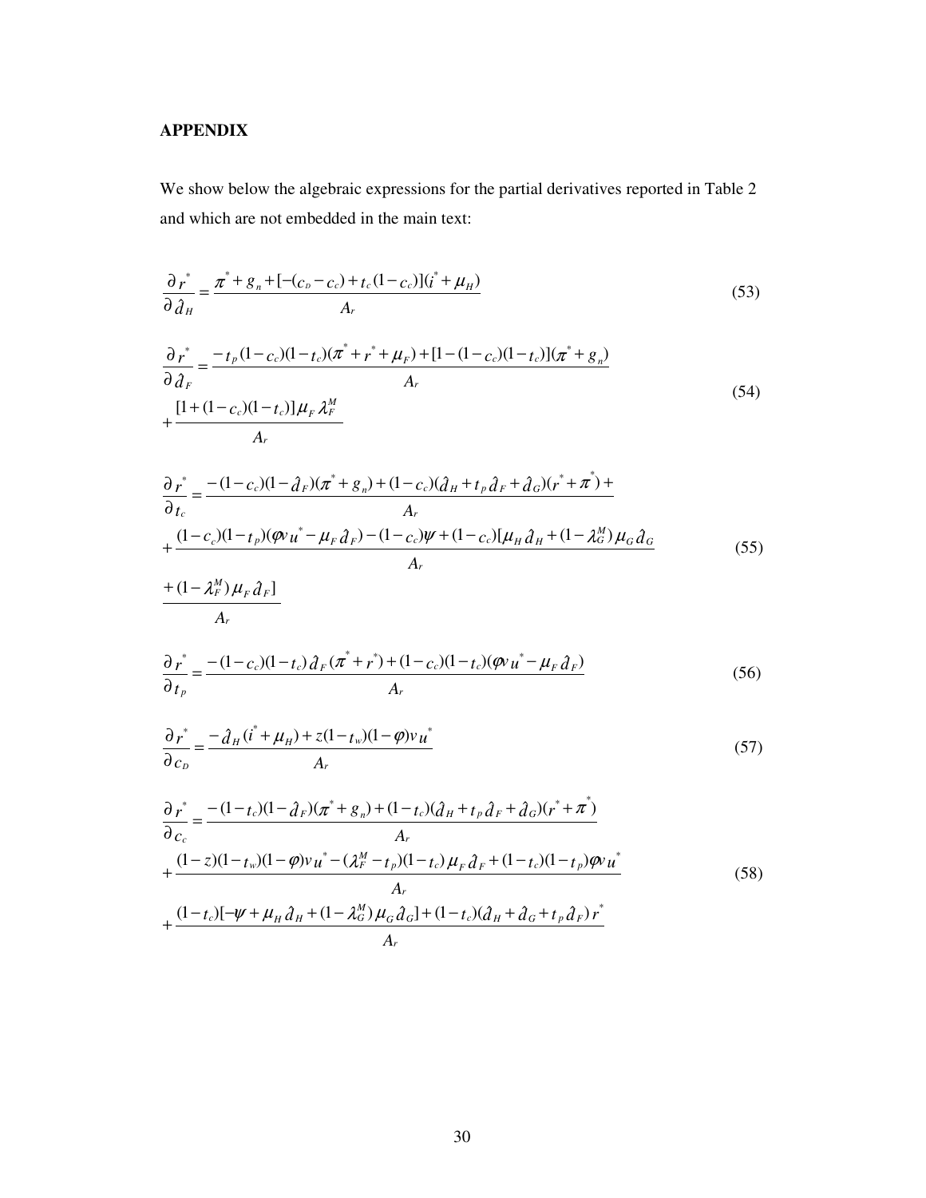## APPENDIX

We show below the algebraic expressions for the partial derivatives reported in Table 2 and which are not embedded in the main text:

$$\frac{\partial r^*}{\partial \partial_H} = \frac{\pi^* + g_n + [-(c_D - c_c) + t_c(1-c_c)](i^* + \mu_H)}{A_r} \tag{53}$$

$$\frac{\partial r^*}{\partial \partial_F} = \frac{-t_p(1-c_c)(1-t_c)(\pi^* + r^* + \mu_F) + [1-(1-c_c)(1-t_c)](\pi^* + g_n)}{A_r} + \frac{[1+(1-c_c)(1-t_c)]\mu_F \lambda_F^M}{A_r} \tag{54}$$

$$\frac{\partial r^*}{\partial t_c} = \frac{-(1-c_c)(1-\partial_F)(\pi^* + g_n) + (1-c_c)(\partial_H + t_p \partial_F + \partial_G)(r^* + \pi^*) +}{A_r} + \frac{(1-c_c)(1-t_p)(\varphi v u^* - \mu_F \partial_F) - (1-c_c)\psi + (1-c_c)[\mu_H \partial_H + (1-\lambda_G^M)\mu_G \partial_G}{A_r} \frac{+ (1-\lambda_F^M)\mu_F \partial_F]}{A_r} \tag{55}$$

$$\frac{\partial r^*}{\partial t_p} = \frac{-(1-c_c)(1-t_c)\partial_F(\pi^* + r^*) + (1-c_c)(1-t_c)(\varphi v u^* - \mu_F \partial_F)}{A_r} \tag{56}$$

$$\frac{\partial r^*}{\partial c_D} = \frac{-\partial_H(i^* + \mu_H) + z(1-t_w)(1-\varphi)v u^*}{A_r} \tag{57}$$

$$\frac{\partial r^*}{\partial c_c} = \frac{-(1-t_c)(1-\partial_F)(\pi^* + g_n) + (1-t_c)(\partial_H + t_p \partial_F + \partial_G)(r^* + \pi^*)}{A_r} + \frac{(1-z)(1-t_w)(1-\varphi)v u^* - (\lambda_F^M - t_p)(1-t_c)\mu_F \partial_F + (1-t_c)(1-t_p)\varphi v u^*}{A_r} + \frac{(1-t_c)[-\psi + \mu_H \partial_H + (1-\lambda_G^M)\mu_G \partial_G] + (1-t_c)(\partial_H + \partial_G + t_p \partial_F)r^*}{A_r} \tag{58}$$